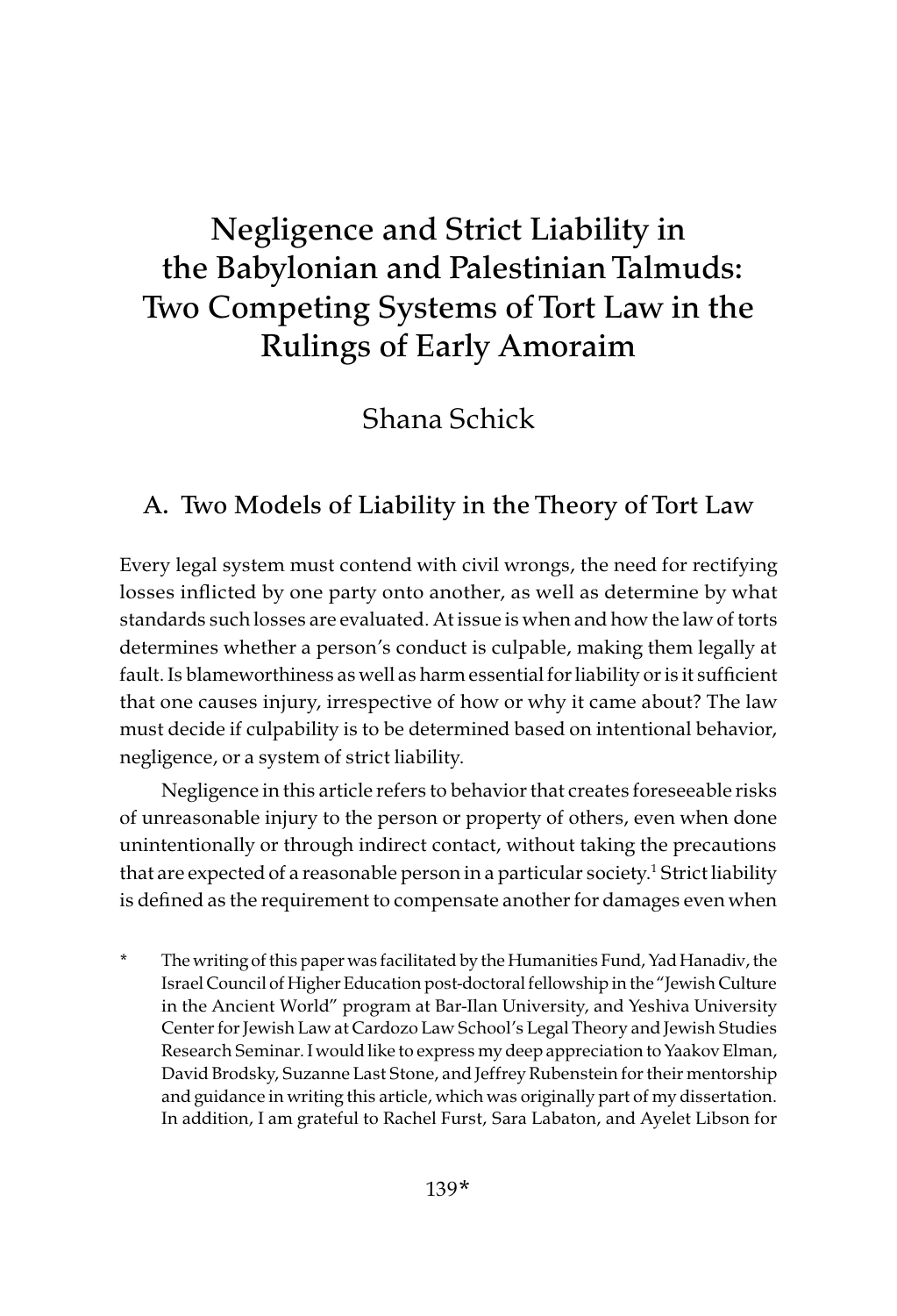# Negligence and Strict Liability in the Babylonian and Palestinian Talmuds: Two Competing Systems of Tort Law in the Rulings of Early Amoraim

Shana Schick

## A. Two Models of Liability in the Theory of Tort Law

Every legal system must contend with civil wrongs, the need for rectifying losses inflicted by one party onto another, as well as determine by what standards such losses are evaluated. At issue is when and how the law of torts determines whether a person's conduct is culpable, making them legally at fault. Is blameworthiness as well as harm essential for liability or is it sufficient that one causes injury, irrespective of how or why it came about? The law must decide if culpability is to be determined based on intentional behavior, negligence, or a system of strict liability.

Negligence in this article refers to behavior that creates foreseeable risks of unreasonable injury to the person or property of others, even when done unintentionally or through indirect contact, without taking the precautions that are expected of a reasonable person in a particular society.[1] Strict liability is defined as the requirement to compensate another for damages even when

\* The writing of this paper was facilitated by the Humanities Fund, Yad Hanadiv, the Israel Council of Higher Education post-doctoral fellowship in the "Jewish Culture in the Ancient World" program at Bar-Ilan University, and Yeshiva University Center for Jewish Law at Cardozo Law School's Legal Theory and Jewish Studies Research Seminar. I would like to express my deep appreciation to Yaakov Elman, David Brodsky, Suzanne Last Stone, and Jeffrey Rubenstein for their mentorship and guidance in writing this article, which was originally part of my dissertation. In addition, I am grateful to Rachel Furst, Sara Labaton, and Ayelet Libson for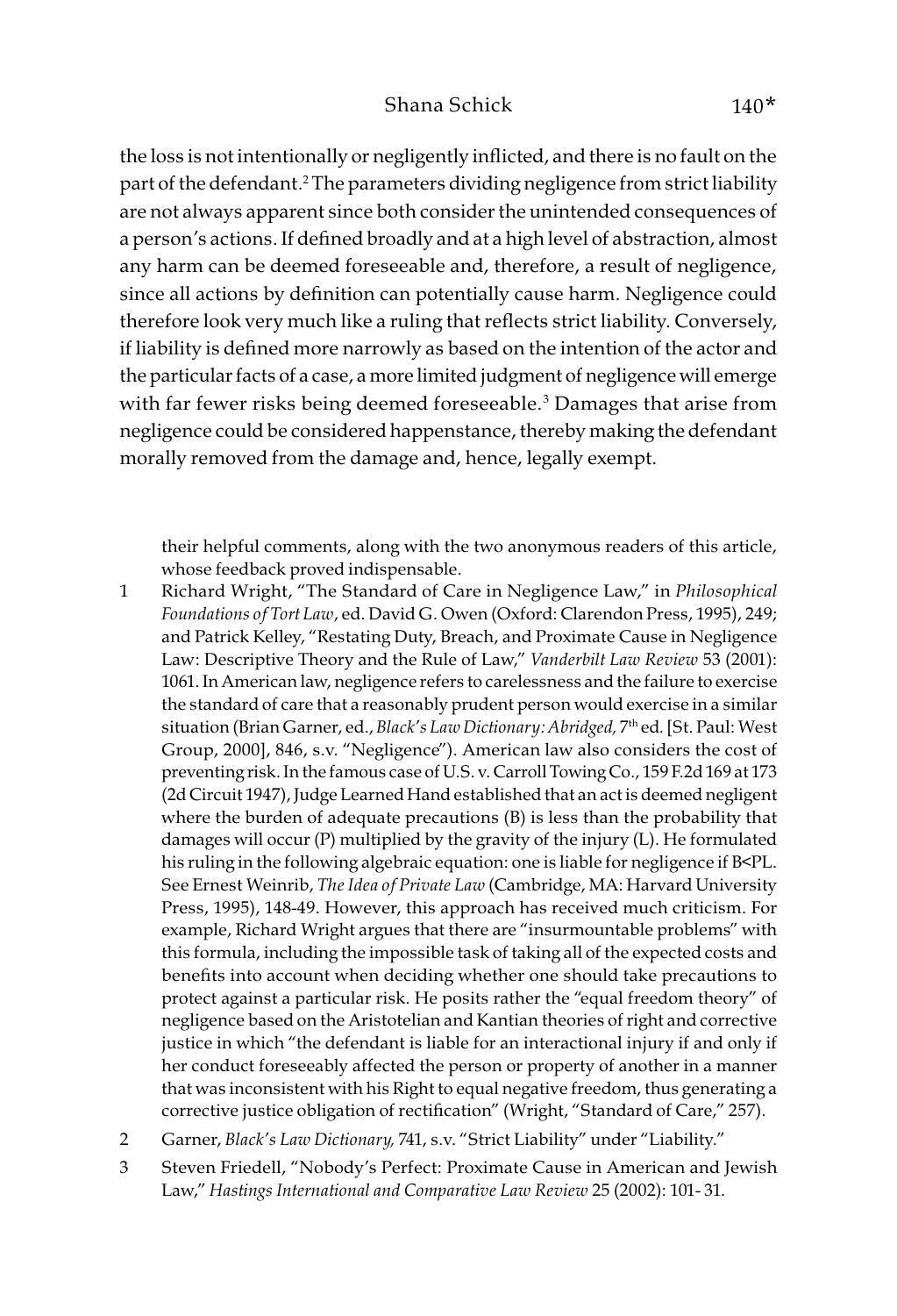the loss is not intentionally or negligently inflicted, and there is no fault on the part of the defendant.[2] The parameters dividing negligence from strict liability are not always apparent since both consider the unintended consequences of a person's actions. If defined broadly and at a high level of abstraction, almost any harm can be deemed foreseeable and, therefore, a result of negligence, since all actions by definition can potentially cause harm. Negligence could therefore look very much like a ruling that reflects strict liability. Conversely, if liability is defined more narrowly as based on the intention of the actor and the particular facts of a case, a more limited judgment of negligence will emerge with far fewer risks being deemed foreseeable.[3] Damages that arise from negligence could be considered happenstance, thereby making the defendant morally removed from the damage and, hence, legally exempt.

their helpful comments, along with the two anonymous readers of this article, whose feedback proved indispensable.

1 Richard Wright, "The Standard of Care in Negligence Law," in *Philosophical Foundations of Tort Law*, ed. David G. Owen (Oxford: Clarendon Press, 1995), 249; and Patrick Kelley, "Restating Duty, Breach, and Proximate Cause in Negligence Law: Descriptive Theory and the Rule of Law," *Vanderbilt Law Review* 53 (2001): 1061. In American law, negligence refers to carelessness and the failure to exercise the standard of care that a reasonably prudent person would exercise in a similar situation (Brian Garner, ed., *Black's Law Dictionary: Abridged,* 7th ed. [St. Paul: West Group, 2000], 846, s.v. "Negligence"). American law also considers the cost of preventing risk. In the famous case of U.S. v. Carroll Towing Co., 159 F.2d 169 at 173 (2d Circuit 1947), Judge Learned Hand established that an act is deemed negligent where the burden of adequate precautions (B) is less than the probability that damages will occur (P) multiplied by the gravity of the injury (L). He formulated his ruling in the following algebraic equation: one is liable for negligence if $B<PL$. See Ernest Weinrib, *The Idea of Private Law* (Cambridge, MA: Harvard University Press, 1995), 148-49. However, this approach has received much criticism. For example, Richard Wright argues that there are "insurmountable problems" with this formula, including the impossible task of taking all of the expected costs and benefits into account when deciding whether one should take precautions to protect against a particular risk. He posits rather the "equal freedom theory" of negligence based on the Aristotelian and Kantian theories of right and corrective justice in which "the defendant is liable for an interactional injury if and only if her conduct foreseeably affected the person or property of another in a manner that was inconsistent with his Right to equal negative freedom, thus generating a corrective justice obligation of rectification" (Wright, "Standard of Care," 257).

2 Garner, *Black's Law Dictionary,* 741, s.v. "Strict Liability" under "Liability."

3 Steven Friedell, "Nobody's Perfect: Proximate Cause in American and Jewish Law," *Hastings International and Comparative Law Review* 25 (2002): 101- 31.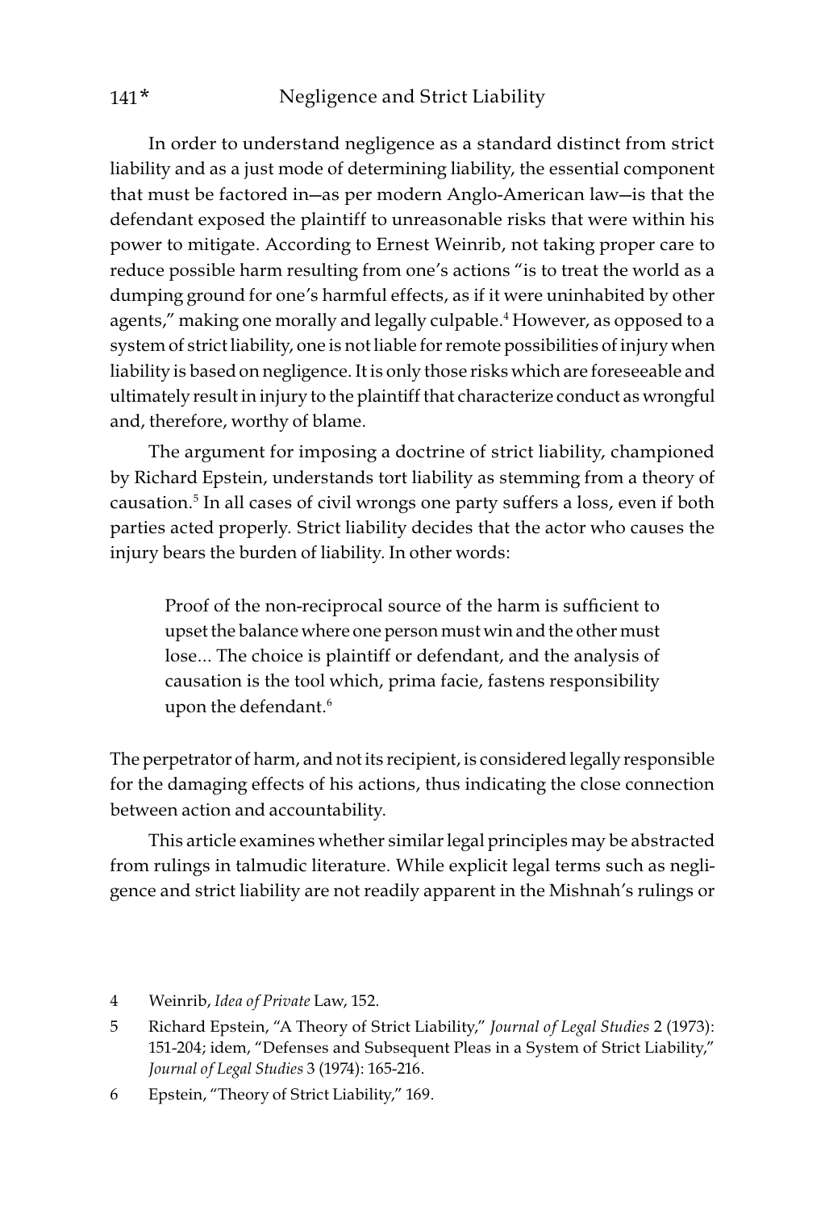In order to understand negligence as a standard distinct from strict liability and as a just mode of determining liability, the essential component that must be factored in—as per modern Anglo-American law—is that the defendant exposed the plaintiff to unreasonable risks that were within his power to mitigate. According to Ernest Weinrib, not taking proper care to reduce possible harm resulting from one's actions "is to treat the world as a dumping ground for one's harmful effects, as if it were uninhabited by other agents," making one morally and legally culpable.[4] However, as opposed to a system of strict liability, one is not liable for remote possibilities of injury when liability is based on negligence. It is only those risks which are foreseeable and ultimately result in injury to the plaintiff that characterize conduct as wrongful and, therefore, worthy of blame.

The argument for imposing a doctrine of strict liability, championed by Richard Epstein, understands tort liability as stemming from a theory of causation.[5] In all cases of civil wrongs one party suffers a loss, even if both parties acted properly. Strict liability decides that the actor who causes the injury bears the burden of liability. In other words:

> Proof of the non-reciprocal source of the harm is sufficient to upset the balance where one person must win and the other must lose... The choice is plaintiff or defendant, and the analysis of causation is the tool which, prima facie, fastens responsibility upon the defendant.[6]

The perpetrator of harm, and not its recipient, is considered legally responsible for the damaging effects of his actions, thus indicating the close connection between action and accountability.

This article examines whether similar legal principles may be abstracted from rulings in talmudic literature. While explicit legal terms such as negligence and strict liability are not readily apparent in the Mishnah's rulings or

4 Weinrib, *Idea of Private* Law, 152.

5 Richard Epstein, "A Theory of Strict Liability," *Journal of Legal Studies* 2 (1973): 151-204; idem, "Defenses and Subsequent Pleas in a System of Strict Liability," *Journal of Legal Studies* 3 (1974): 165-216.

6 Epstein, "Theory of Strict Liability," 169.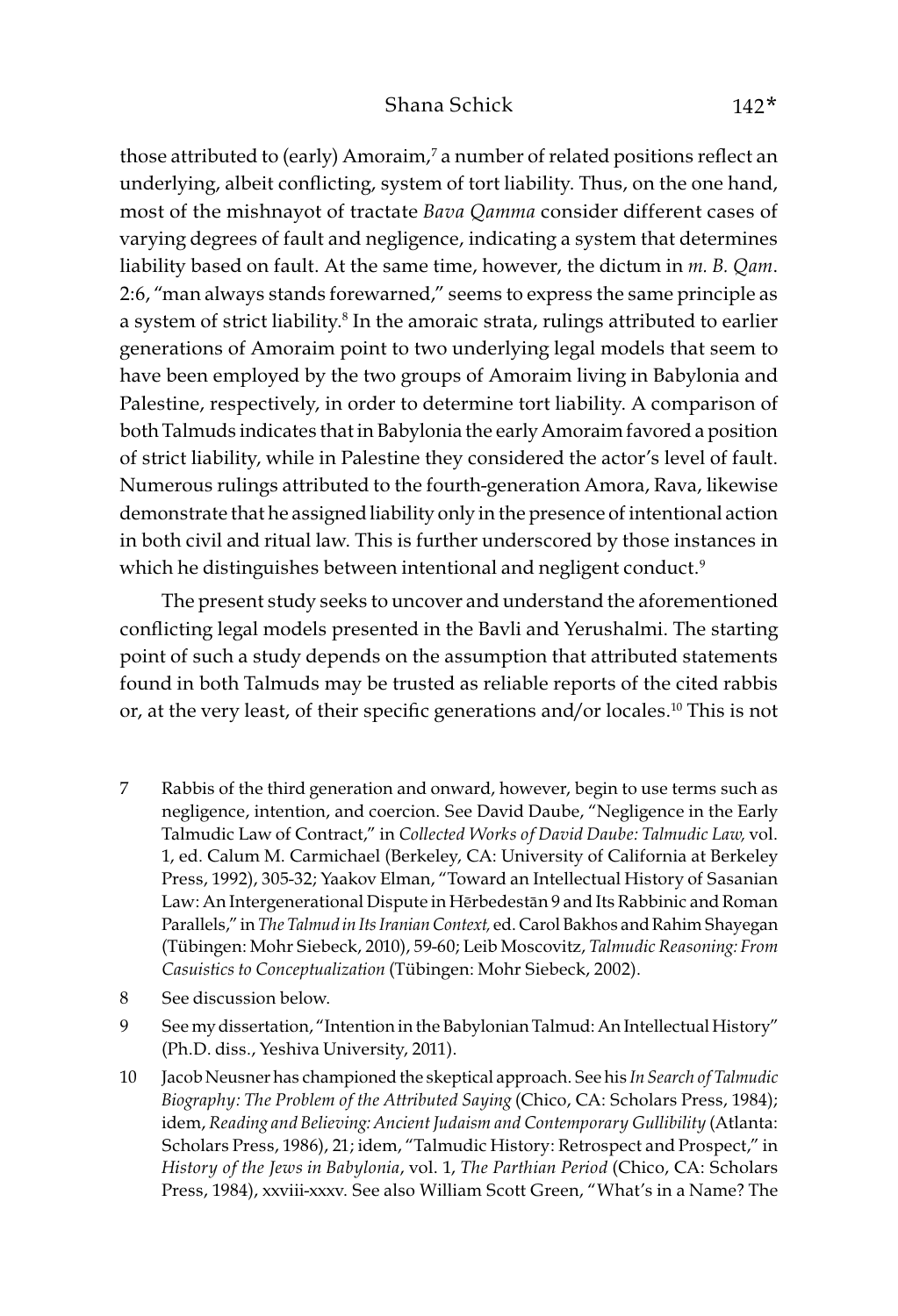those attributed to (early) Amoraim,[7] a number of related positions reflect an underlying, albeit conflicting, system of tort liability. Thus, on the one hand, most of the mishnayot of tractate *Bava Qamma* consider different cases of varying degrees of fault and negligence, indicating a system that determines liability based on fault. At the same time, however, the dictum in *m. B. Qam*. 2:6, "man always stands forewarned," seems to express the same principle as a system of strict liability.[8] In the amoraic strata, rulings attributed to earlier generations of Amoraim point to two underlying legal models that seem to have been employed by the two groups of Amoraim living in Babylonia and Palestine, respectively, in order to determine tort liability. A comparison of both Talmuds indicates that in Babylonia the early Amoraim favored a position of strict liability, while in Palestine they considered the actor's level of fault. Numerous rulings attributed to the fourth-generation Amora, Rava, likewise demonstrate that he assigned liability only in the presence of intentional action in both civil and ritual law. This is further underscored by those instances in which he distinguishes between intentional and negligent conduct.[9]

The present study seeks to uncover and understand the aforementioned conflicting legal models presented in the Bavli and Yerushalmi. The starting point of such a study depends on the assumption that attributed statements found in both Talmuds may be trusted as reliable reports of the cited rabbis or, at the very least, of their specific generations and/or locales.[10] This is not

7 Rabbis of the third generation and onward, however, begin to use terms such as negligence, intention, and coercion. See David Daube, "Negligence in the Early Talmudic Law of Contract," in *Collected Works of David Daube: Talmudic Law,* vol. 1, ed. Calum M. Carmichael (Berkeley, CA: University of California at Berkeley Press, 1992), 305-32; Yaakov Elman, "Toward an Intellectual History of Sasanian Law: An Intergenerational Dispute in Hērbedestān 9 and Its Rabbinic and Roman Parallels," in *The Talmud in Its Iranian Context,* ed. Carol Bakhos and Rahim Shayegan (Tübingen: Mohr Siebeck, 2010), 59-60; Leib Moscovitz, *Talmudic Reasoning: From Casuistics to Conceptualization* (Tübingen: Mohr Siebeck, 2002).

8 See discussion below.

9 See my dissertation, "Intention in the Babylonian Talmud: An Intellectual History" (Ph.D. diss., Yeshiva University, 2011).

10 Jacob Neusner has championed the skeptical approach. See his *In Search of Talmudic Biography: The Problem of the Attributed Saying* (Chico, CA: Scholars Press, 1984); idem, *Reading and Believing: Ancient Judaism and Contemporary Gullibility* (Atlanta: Scholars Press, 1986), 21; idem, "Talmudic History: Retrospect and Prospect," in *History of the Jews in Babylonia*, vol. 1, *The Parthian Period* (Chico, CA: Scholars Press, 1984), xxviii-xxxv. See also William Scott Green, "What's in a Name? The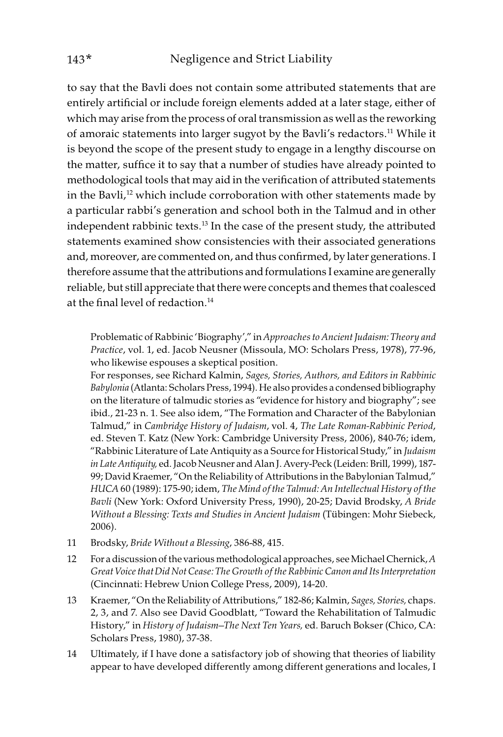to say that the Bavli does not contain some attributed statements that are entirely artificial or include foreign elements added at a later stage, either of which may arise from the process of oral transmission as well as the reworking of amoraic statements into larger sugyot by the Bavli's redactors.[11] While it is beyond the scope of the present study to engage in a lengthy discourse on the matter, suffice it to say that a number of studies have already pointed to methodological tools that may aid in the verification of attributed statements in the Bavli,[12] which include corroboration with other statements made by a particular rabbi's generation and school both in the Talmud and in other independent rabbinic texts.[13] In the case of the present study, the attributed statements examined show consistencies with their associated generations and, moreover, are commented on, and thus confirmed, by later generations. I therefore assume that the attributions and formulations I examine are generally reliable, but still appreciate that there were concepts and themes that coalesced at the final level of redaction.[14]

Problematic of Rabbinic 'Biography'," in *Approaches to Ancient Judaism: Theory and Practice*, vol. 1, ed. Jacob Neusner (Missoula, MO: Scholars Press, 1978), 77-96, who likewise espouses a skeptical position.

For responses, see Richard Kalmin, *Sages, Stories, Authors, and Editors in Rabbinic Babylonia* (Atlanta: Scholars Press, 1994). He also provides a condensed bibliography on the literature of talmudic stories as "evidence for history and biography"; see ibid., 21-23 n. 1. See also idem, "The Formation and Character of the Babylonian Talmud," in *Cambridge History of Judaism*, vol. 4, *The Late Roman-Rabbinic Period*, ed. Steven T. Katz (New York: Cambridge University Press, 2006), 840-76; idem, "Rabbinic Literature of Late Antiquity as a Source for Historical Study," in *Judaism in Late Antiquity,* ed. Jacob Neusner and Alan J. Avery-Peck (Leiden: Brill, 1999), 187-99; David Kraemer, "On the Reliability of Attributions in the Babylonian Talmud," *HUCA* 60 (1989): 175-90; idem, *The Mind of the Talmud: An Intellectual History of the Bavli* (New York: Oxford University Press, 1990), 20-25; David Brodsky, *A Bride Without a Blessing: Texts and Studies in Ancient Judaism* (Tübingen: Mohr Siebeck, 2006).

11 Brodsky, *Bride Without a Blessing*, 386-88, 415.

12 For a discussion of the various methodological approaches, see Michael Chernick, *A Great Voice that Did Not Cease: The Growth of the Rabbinic Canon and Its Interpretation* (Cincinnati: Hebrew Union College Press, 2009), 14-20.

13 Kraemer, "On the Reliability of Attributions," 182-86; Kalmin, *Sages, Stories,* chaps. 2, 3, and 7. Also see David Goodblatt, "Toward the Rehabilitation of Talmudic History," in *History of Judaism—The Next Ten Years,* ed. Baruch Bokser (Chico, CA: Scholars Press, 1980), 37-38.

14 Ultimately, if I have done a satisfactory job of showing that theories of liability appear to have developed differently among different generations and locales, I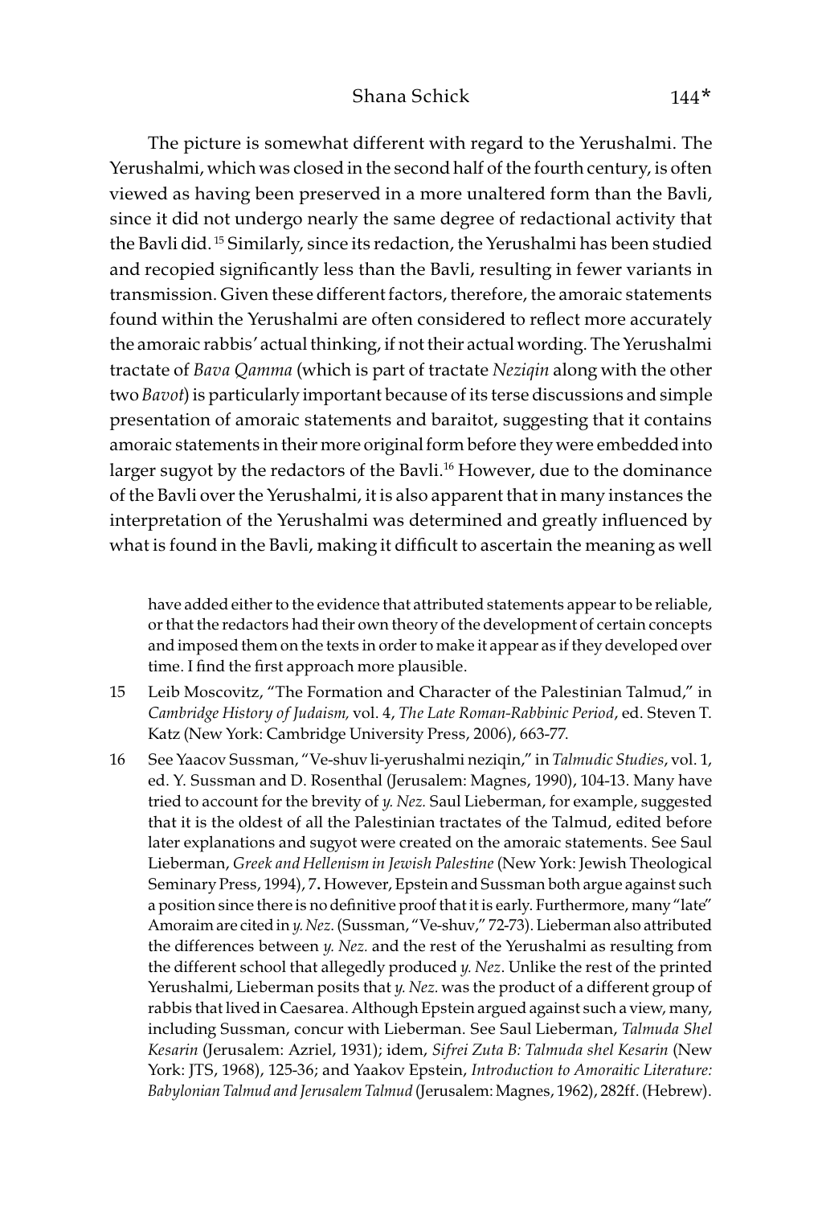The picture is somewhat different with regard to the Yerushalmi. The Yerushalmi, which was closed in the second half of the fourth century, is often viewed as having been preserved in a more unaltered form than the Bavli, since it did not undergo nearly the same degree of redactional activity that the Bavli did.[15] Similarly, since its redaction, the Yerushalmi has been studied and recopied significantly less than the Bavli, resulting in fewer variants in transmission. Given these different factors, therefore, the amoraic statements found within the Yerushalmi are often considered to reflect more accurately the amoraic rabbis' actual thinking, if not their actual wording. The Yerushalmi tractate of *Bava Qamma* (which is part of tractate *Neziqin* along with the other two *Bavot*) is particularly important because of its terse discussions and simple presentation of amoraic statements and baraitot, suggesting that it contains amoraic statements in their more original form before they were embedded into larger sugyot by the redactors of the Bavli.[16] However, due to the dominance of the Bavli over the Yerushalmi, it is also apparent that in many instances the interpretation of the Yerushalmi was determined and greatly influenced by what is found in the Bavli, making it difficult to ascertain the meaning as well

have added either to the evidence that attributed statements appear to be reliable, or that the redactors had their own theory of the development of certain concepts and imposed them on the texts in order to make it appear as if they developed over time. I find the first approach more plausible.

15 Leib Moscovitz, "The Formation and Character of the Palestinian Talmud," in *Cambridge History of Judaism,* vol. 4, *The Late Roman-Rabbinic Period*, ed. Steven T. Katz (New York: Cambridge University Press, 2006), 663-77.

16 See Yaacov Sussman, "Ve-shuv li-yerushalmi neziqin," in *Talmudic Studies*, vol. 1, ed. Y. Sussman and D. Rosenthal (Jerusalem: Magnes, 1990), 104-13. Many have tried to account for the brevity of *y. Nez.* Saul Lieberman, for example, suggested that it is the oldest of all the Palestinian tractates of the Talmud, edited before later explanations and sugyot were created on the amoraic statements. See Saul Lieberman, *Greek and Hellenism in Jewish Palestine* (New York: Jewish Theological Seminary Press, 1994), 7**.** However, Epstein and Sussman both argue against such a position since there is no definitive proof that it is early. Furthermore, many "late" Amoraim are cited in *y. Nez.* (Sussman, "Ve-shuv," 72-73). Lieberman also attributed the differences between *y. Nez.* and the rest of the Yerushalmi as resulting from the different school that allegedly produced *y. Nez*. Unlike the rest of the printed Yerushalmi, Lieberman posits that *y. Nez.* was the product of a different group of rabbis that lived in Caesarea. Although Epstein argued against such a view, many, including Sussman, concur with Lieberman. See Saul Lieberman, *Talmuda Shel Kesarin* (Jerusalem: Azriel, 1931); idem, *Sifrei Zuta B: Talmuda shel Kesarin* (New York: JTS, 1968), 125-36; and Yaakov Epstein, *Introduction to Amoraitic Literature: Babylonian Talmud and Jerusalem Talmud* (Jerusalem: Magnes, 1962), 282ff. (Hebrew).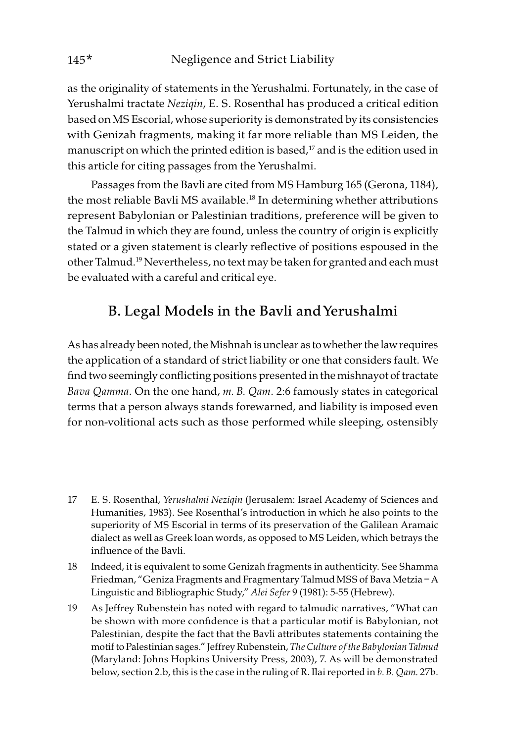as the originality of statements in the Yerushalmi. Fortunately, in the case of Yerushalmi tractate *Neziqin*, E. S. Rosenthal has produced a critical edition based on MS Escorial, whose superiority is demonstrated by its consistencies with Genizah fragments, making it far more reliable than MS Leiden, the manuscript on which the printed edition is based,[17] and is the edition used in this article for citing passages from the Yerushalmi.

Passages from the Bavli are cited from MS Hamburg 165 (Gerona, 1184), the most reliable Bavli MS available.[18] In determining whether attributions represent Babylonian or Palestinian traditions, preference will be given to the Talmud in which they are found, unless the country of origin is explicitly stated or a given statement is clearly reflective of positions espoused in the other Talmud.[19] Nevertheless, no text may be taken for granted and each must be evaluated with a careful and critical eye.

## B. Legal Models in the Bavli and Yerushalmi

As has already been noted, the Mishnah is unclear as to whether the law requires the application of a standard of strict liability or one that considers fault. We find two seemingly conflicting positions presented in the mishnayot of tractate *Bava Qamma*. On the one hand, *m. B. Qam.* 2:6 famously states in categorical terms that a person always stands forewarned, and liability is imposed even for non-volitional acts such as those performed while sleeping, ostensibly

---

17 E. S. Rosenthal, *Yerushalmi Neziqin* (Jerusalem: Israel Academy of Sciences and Humanities, 1983). See Rosenthal's introduction in which he also points to the superiority of MS Escorial in terms of its preservation of the Galilean Aramaic dialect as well as Greek loan words, as opposed to MS Leiden, which betrays the influence of the Bavli.

18 Indeed, it is equivalent to some Genizah fragments in authenticity. See Shamma Friedman, "Geniza Fragments and Fragmentary Talmud MSS of Bava Metzia – A Linguistic and Bibliographic Study," *Alei Sefer* 9 (1981): 5-55 (Hebrew).

19 As Jeffrey Rubenstein has noted with regard to talmudic narratives, "What can be shown with more confidence is that a particular motif is Babylonian, not Palestinian, despite the fact that the Bavli attributes statements containing the motif to Palestinian sages." Jeffrey Rubenstein, *The Culture of the Babylonian Talmud* (Maryland: Johns Hopkins University Press, 2003), 7. As will be demonstrated below, section 2.b, this is the case in the ruling of R. Ilai reported in *b. B. Qam.* 27b.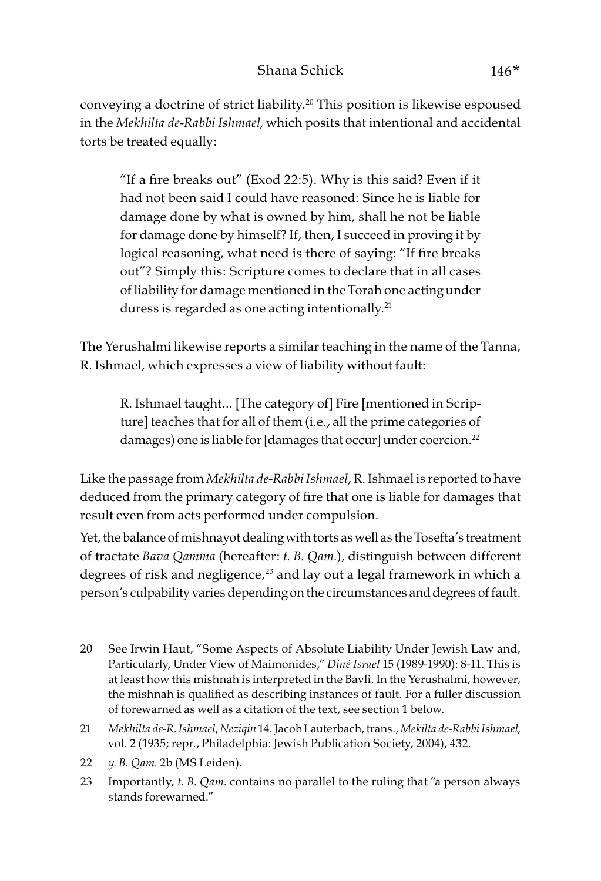conveying a doctrine of strict liability.[20] This position is likewise espoused in the *Mekhilta de-Rabbi Ishmael,* which posits that intentional and accidental torts be treated equally:

> "If a fire breaks out" (Exod 22:5). Why is this said? Even if it had not been said I could have reasoned: Since he is liable for damage done by what is owned by him, shall he not be liable for damage done by himself? If, then, I succeed in proving it by logical reasoning, what need is there of saying: "If fire breaks out"? Simply this: Scripture comes to declare that in all cases of liability for damage mentioned in the Torah one acting under duress is regarded as one acting intentionally.[21]

The Yerushalmi likewise reports a similar teaching in the name of the Tanna, R. Ishmael, which expresses a view of liability without fault:

> R. Ishmael taught... [The category of] Fire [mentioned in Scripture] teaches that for all of them (i.e., all the prime categories of damages) one is liable for [damages that occur] under coercion.[22]

Like the passage from *Mekhilta de-Rabbi Ishmael*, R. Ishmael is reported to have deduced from the primary category of fire that one is liable for damages that result even from acts performed under compulsion.

Yet, the balance of mishnayot dealing with torts as well as the Tosefta's treatment of tractate *Bava Qamma* (hereafter: *t. B. Qam.*), distinguish between different degrees of risk and negligence,[23] and lay out a legal framework in which a person's culpability varies depending on the circumstances and degrees of fault.

20 See Irwin Haut, "Some Aspects of Absolute Liability Under Jewish Law and, Particularly, Under View of Maimonides," *Diné Israel* 15 (1989-1990): 8-11. This is at least how this mishnah is interpreted in the Bavli. In the Yerushalmi, however, the mishnah is qualified as describing instances of fault. For a fuller discussion of forewarned as well as a citation of the text, see section 1 below.

21 *Mekhilta de-R. Ishmael*, *Neziqin* 14. Jacob Lauterbach, trans., *Mekilta de-Rabbi Ishmael,* vol. 2 (1935; repr., Philadelphia: Jewish Publication Society, 2004), 432.

22 *y. B. Qam.* 2b (MS Leiden).

23 Importantly, *t. B. Qam.* contains no parallel to the ruling that "a person always stands forewarned."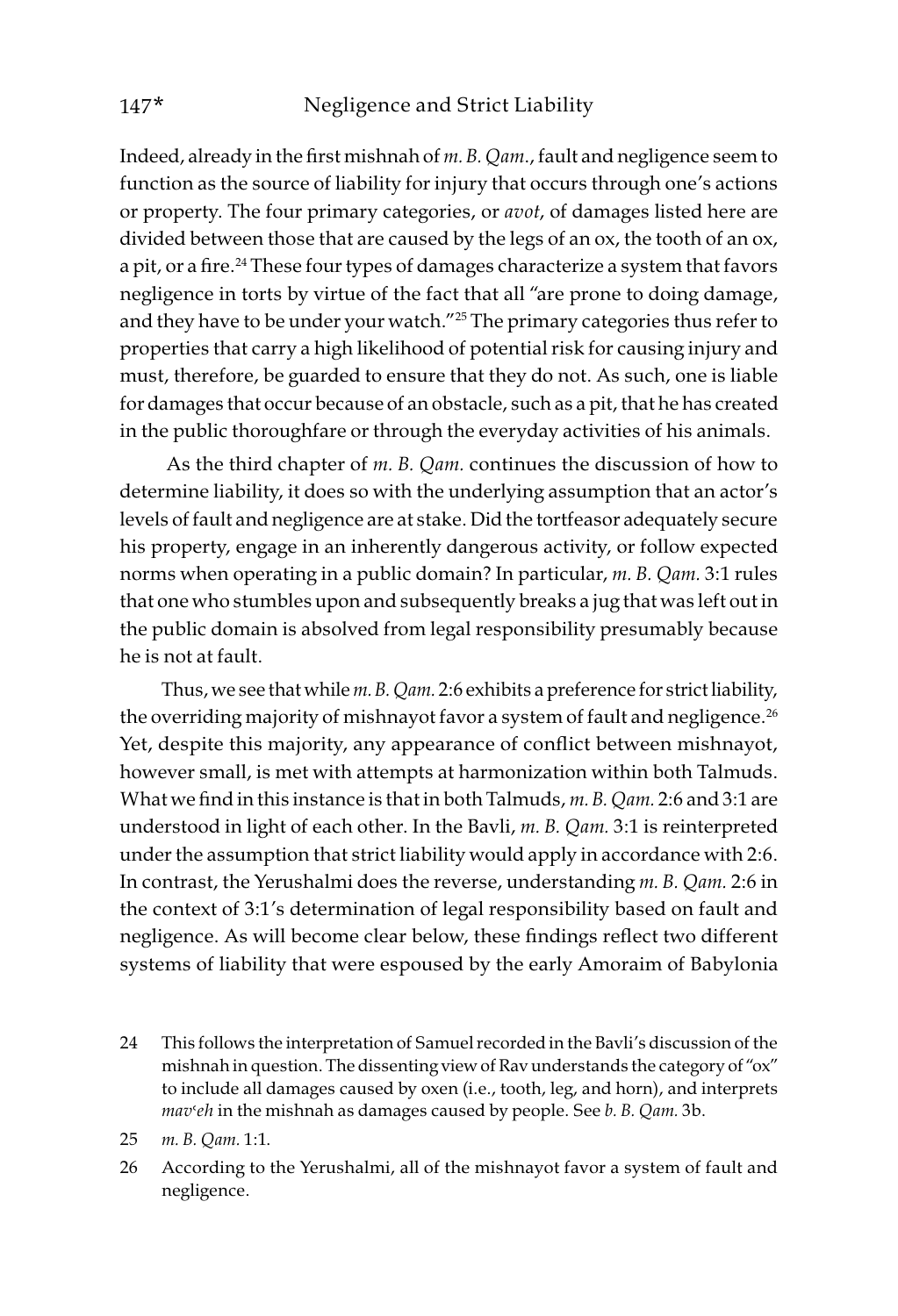Indeed, already in the first mishnah of *m. B. Qam.*, fault and negligence seem to function as the source of liability for injury that occurs through one's actions or property. The four primary categories, or *avot*, of damages listed here are divided between those that are caused by the legs of an ox, the tooth of an ox, a pit, or a fire.[24] These four types of damages characterize a system that favors negligence in torts by virtue of the fact that all "are prone to doing damage, and they have to be under your watch."[25] The primary categories thus refer to properties that carry a high likelihood of potential risk for causing injury and must, therefore, be guarded to ensure that they do not. As such, one is liable for damages that occur because of an obstacle, such as a pit, that he has created in the public thoroughfare or through the everyday activities of his animals.

As the third chapter of *m. B. Qam.* continues the discussion of how to determine liability, it does so with the underlying assumption that an actor's levels of fault and negligence are at stake. Did the tortfeasor adequately secure his property, engage in an inherently dangerous activity, or follow expected norms when operating in a public domain? In particular, *m. B. Qam.* 3:1 rules that one who stumbles upon and subsequently breaks a jug that was left out in the public domain is absolved from legal responsibility presumably because he is not at fault.

Thus, we see that while *m. B. Qam.* 2:6 exhibits a preference for strict liability, the overriding majority of mishnayot favor a system of fault and negligence.[26] Yet, despite this majority, any appearance of conflict between mishnayot, however small, is met with attempts at harmonization within both Talmuds. What we find in this instance is that in both Talmuds, *m. B. Qam.* 2:6 and 3:1 are understood in light of each other. In the Bavli, *m. B. Qam.* 3:1 is reinterpreted under the assumption that strict liability would apply in accordance with 2:6. In contrast, the Yerushalmi does the reverse, understanding *m. B. Qam.* 2:6 in the context of 3:1's determination of legal responsibility based on fault and negligence. As will become clear below, these findings reflect two different systems of liability that were espoused by the early Amoraim of Babylonia

24 This follows the interpretation of Samuel recorded in the Bavli's discussion of the mishnah in question. The dissenting view of Rav understands the category of "ox" to include all damages caused by oxen (i.e., tooth, leg, and horn), and interprets *mav'eh* in the mishnah as damages caused by people. See *b. B. Qam.* 3b.

25 *m. B. Qam.* 1:1.

26 According to the Yerushalmi, all of the mishnayot favor a system of fault and negligence.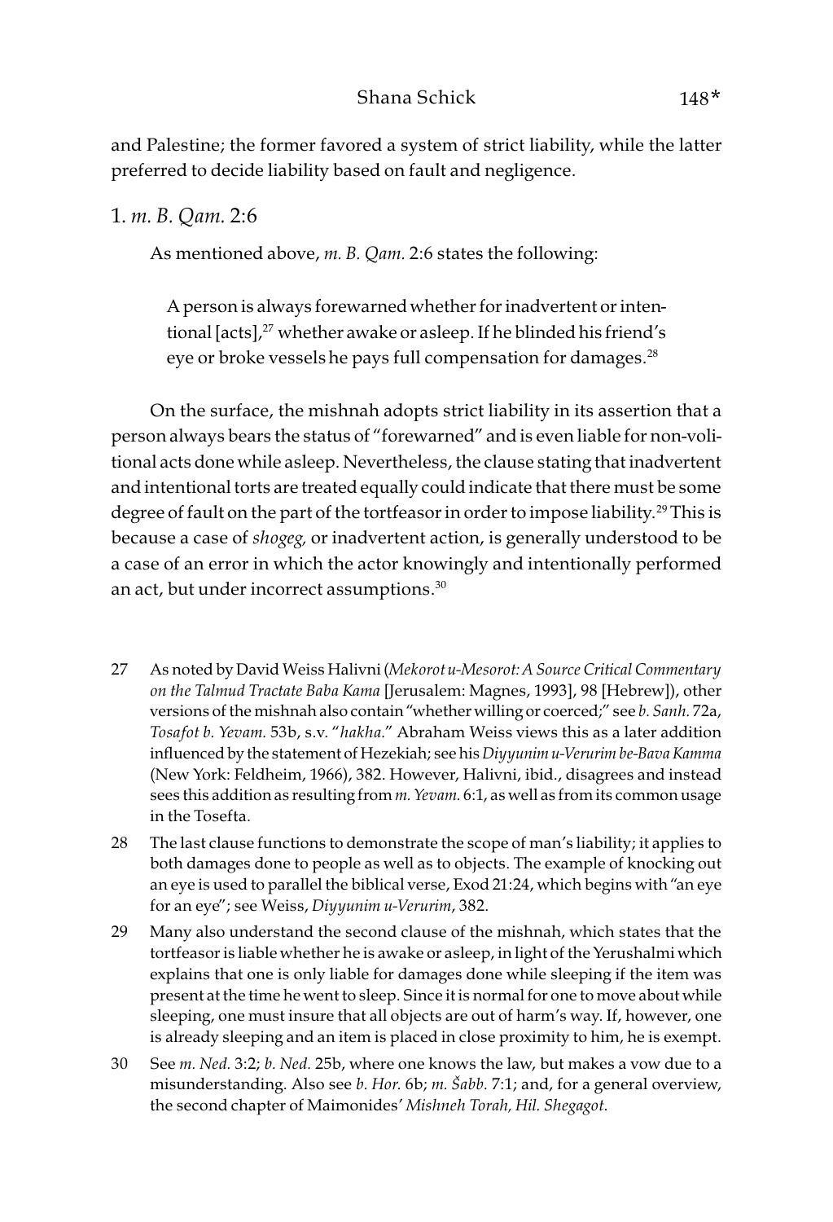and Palestine; the former favored a system of strict liability, while the latter preferred to decide liability based on fault and negligence.

## 1. *m. B. Qam.* 2:6

As mentioned above, *m. B. Qam.* 2:6 states the following:

> A person is always forewarned whether for inadvertent or intentional [acts],[27] whether awake or asleep. If he blinded his friend's eye or broke vessels he pays full compensation for damages.[28]

On the surface, the mishnah adopts strict liability in its assertion that a person always bears the status of "forewarned" and is even liable for non-volitional acts done while asleep. Nevertheless, the clause stating that inadvertent and intentional torts are treated equally could indicate that there must be some degree of fault on the part of the tortfeasor in order to impose liability.[29] This is because a case of *shogeg,* or inadvertent action, is generally understood to be a case of an error in which the actor knowingly and intentionally performed an act, but under incorrect assumptions.[30]

---

27 As noted by David Weiss Halivni (*Mekorot u-Mesorot: A Source Critical Commentary on the Talmud Tractate Baba Kama* [Jerusalem: Magnes, 1993], 98 [Hebrew]), other versions of the mishnah also contain "whether willing or coerced;" see *b. Sanh.* 72a, *Tosafot b. Yevam.* 53b, s.v. "*hakha.*" Abraham Weiss views this as a later addition influenced by the statement of Hezekiah; see his *Diyyunim u-Verurim be-Bava Kamma* (New York: Feldheim, 1966), 382. However, Halivni, ibid., disagrees and instead sees this addition as resulting from *m. Yevam.* 6:1, as well as from its common usage in the Tosefta.

28 The last clause functions to demonstrate the scope of man's liability; it applies to both damages done to people as well as to objects. The example of knocking out an eye is used to parallel the biblical verse, Exod 21:24, which begins with "an eye for an eye"; see Weiss, *Diyyunim u-Verurim*, 382.

29 Many also understand the second clause of the mishnah, which states that the tortfeasor is liable whether he is awake or asleep, in light of the Yerushalmi which explains that one is only liable for damages done while sleeping if the item was present at the time he went to sleep. Since it is normal for one to move about while sleeping, one must insure that all objects are out of harm's way. If, however, one is already sleeping and an item is placed in close proximity to him, he is exempt.

30 See *m. Ned.* 3:2; *b. Ned.* 25b, where one knows the law, but makes a vow due to a misunderstanding. Also see *b. Hor.* 6b; *m. Šabb.* 7:1; and, for a general overview, the second chapter of Maimonides' *Mishneh Torah, Hil. Shegagot.*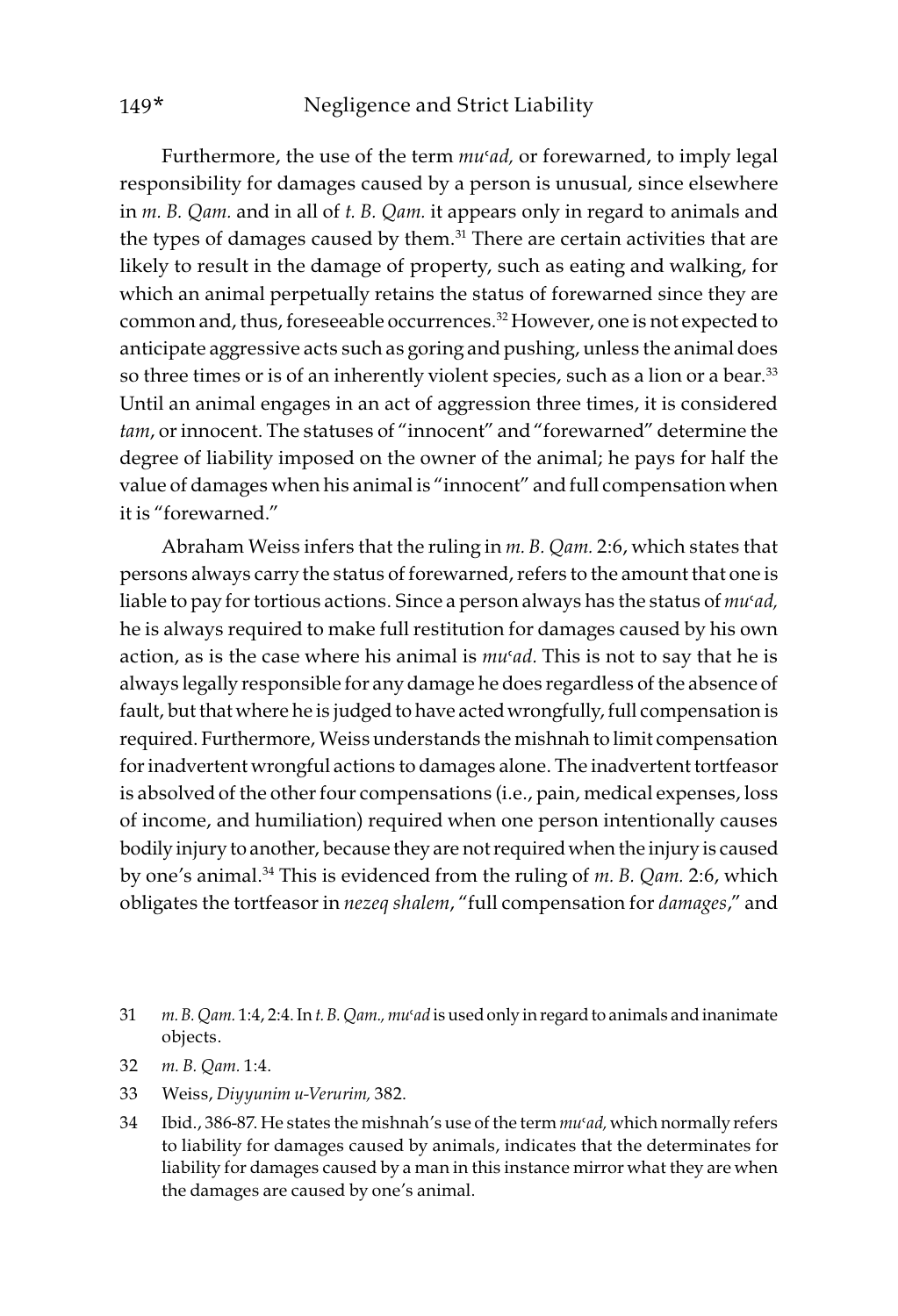Furthermore, the use of the term *muʿad,* or forewarned, to imply legal responsibility for damages caused by a person is unusual, since elsewhere in *m. B. Qam.* and in all of *t. B. Qam.* it appears only in regard to animals and the types of damages caused by them.[31] There are certain activities that are likely to result in the damage of property, such as eating and walking, for which an animal perpetually retains the status of forewarned since they are common and, thus, foreseeable occurrences.[32] However, one is not expected to anticipate aggressive acts such as goring and pushing, unless the animal does so three times or is of an inherently violent species, such as a lion or a bear.[33] Until an animal engages in an act of aggression three times, it is considered *tam*, or innocent. The statuses of "innocent" and "forewarned" determine the degree of liability imposed on the owner of the animal; he pays for half the value of damages when his animal is "innocent" and full compensation when it is "forewarned."

Abraham Weiss infers that the ruling in *m. B. Qam.* 2:6, which states that persons always carry the status of forewarned, refers to the amount that one is liable to pay for tortious actions. Since a person always has the status of *muʿad,* he is always required to make full restitution for damages caused by his own action, as is the case where his animal is *muʿad.* This is not to say that he is always legally responsible for any damage he does regardless of the absence of fault, but that where he is judged to have acted wrongfully, full compensation is required. Furthermore, Weiss understands the mishnah to limit compensation for inadvertent wrongful actions to damages alone. The inadvertent tortfeasor is absolved of the other four compensations (i.e., pain, medical expenses, loss of income, and humiliation) required when one person intentionally causes bodily injury to another, because they are not required when the injury is caused by one's animal.[34] This is evidenced from the ruling of *m. B. Qam.* 2:6, which obligates the tortfeasor in *nezeq shalem*, "full compensation for *damages*," and

31 *m. B. Qam.* 1:4, 2:4. In *t. B. Qam., muʿad* is used only in regard to animals and inanimate objects.

32 *m. B. Qam.* 1:4.

33 Weiss, *Diyyunim u-Verurim,* 382.

34 Ibid., 386-87. He states the mishnah's use of the term *muʿad,* which normally refers to liability for damages caused by animals, indicates that the determinates for liability for damages caused by a man in this instance mirror what they are when the damages are caused by one's animal.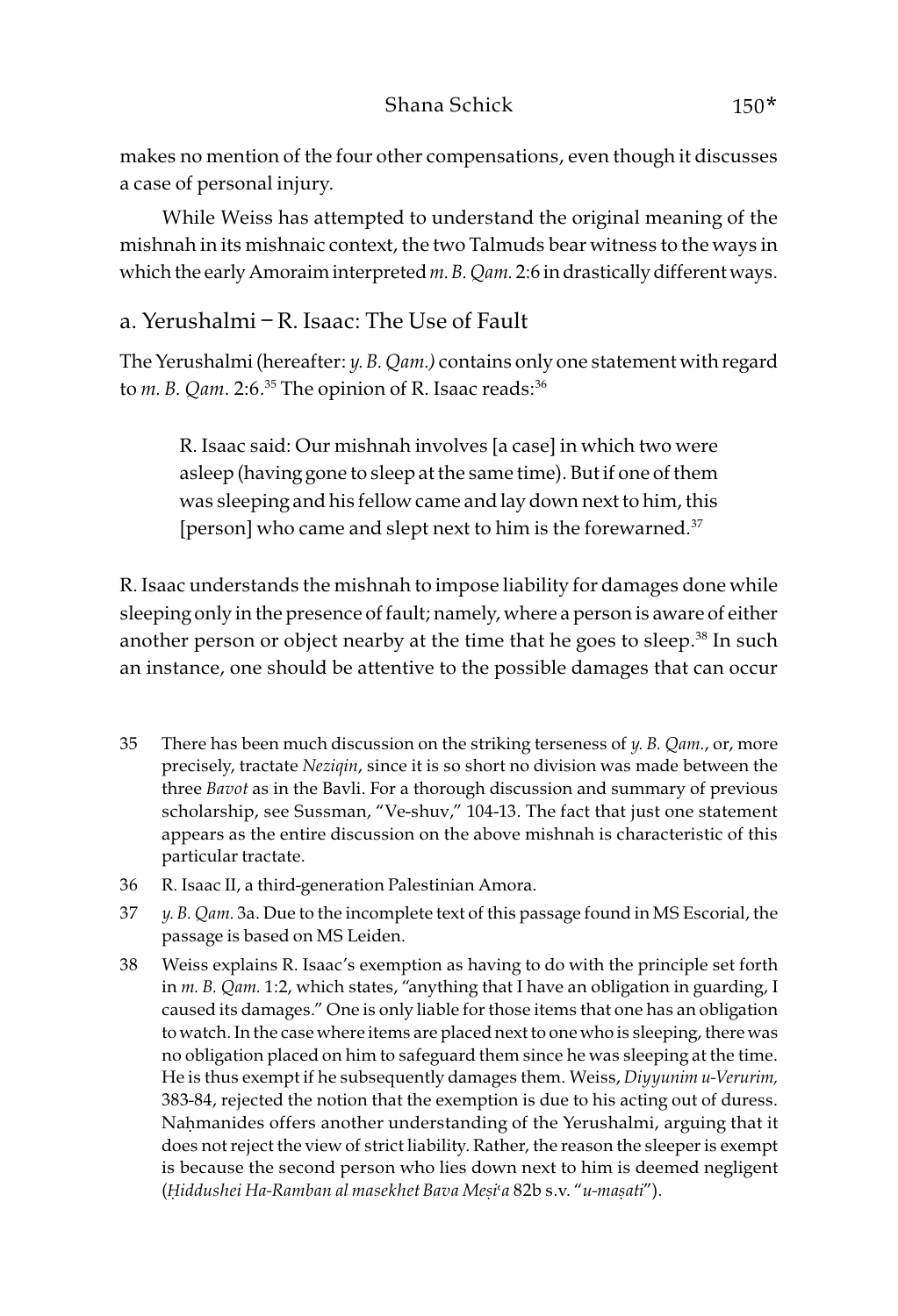makes no mention of the four other compensations, even though it discusses a case of personal injury.

While Weiss has attempted to understand the original meaning of the mishnah in its mishnaic context, the two Talmuds bear witness to the ways in which the early Amoraim interpreted *m. B. Qam.* 2:6 in drastically different ways.

## a. Yerushalmi – R. Isaac: The Use of Fault

The Yerushalmi (hereafter: *y. B. Qam.)* contains only one statement with regard to *m. B. Qam*. 2:6.[35] The opinion of R. Isaac reads:[36]

> R. Isaac said: Our mishnah involves [a case] in which two were asleep (having gone to sleep at the same time). But if one of them was sleeping and his fellow came and lay down next to him, this [person] who came and slept next to him is the forewarned.[37]

R. Isaac understands the mishnah to impose liability for damages done while sleeping only in the presence of fault; namely, where a person is aware of either another person or object nearby at the time that he goes to sleep.[38] In such an instance, one should be attentive to the possible damages that can occur

---

35 There has been much discussion on the striking terseness of *y. B. Qam.*, or, more precisely, tractate *Neziqin*, since it is so short no division was made between the three *Bavot* as in the Bavli. For a thorough discussion and summary of previous scholarship, see Sussman, "Ve-shuv," 104-13. The fact that just one statement appears as the entire discussion on the above mishnah is characteristic of this particular tractate.

36 R. Isaac II, a third-generation Palestinian Amora.

37 *y. B. Qam.* 3a. Due to the incomplete text of this passage found in MS Escorial, the passage is based on MS Leiden.

38 Weiss explains R. Isaac's exemption as having to do with the principle set forth in *m. B. Qam.* 1:2, which states, "anything that I have an obligation in guarding, I caused its damages." One is only liable for those items that one has an obligation to watch. In the case where items are placed next to one who is sleeping, there was no obligation placed on him to safeguard them since he was sleeping at the time. He is thus exempt if he subsequently damages them. Weiss, *Diyyunim u-Verurim,* 383-84, rejected the notion that the exemption is due to his acting out of duress. Naḥmanides offers another understanding of the Yerushalmi, arguing that it does not reject the view of strict liability. Rather, the reason the sleeper is exempt is because the second person who lies down next to him is deemed negligent (*Ḥiddushei Ha-Ramban al masekhet Bava Meṣiʿa* 82b s.v. "*u-maṣati*").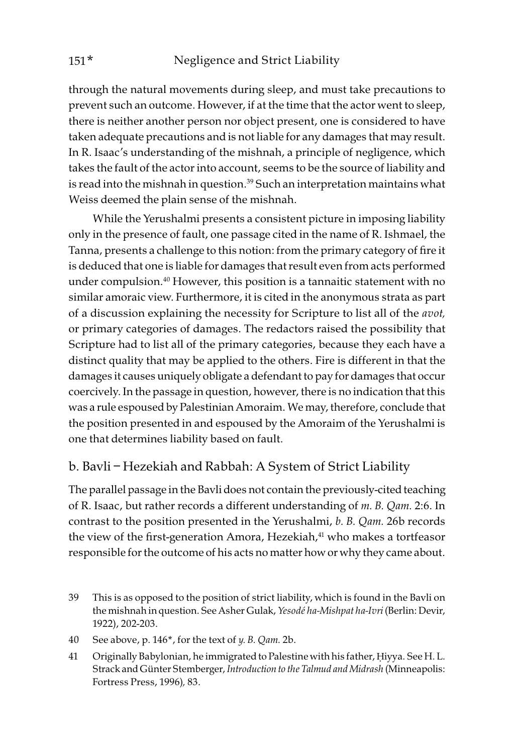through the natural movements during sleep, and must take precautions to prevent such an outcome. However, if at the time that the actor went to sleep, there is neither another person nor object present, one is considered to have taken adequate precautions and is not liable for any damages that may result. In R. Isaac's understanding of the mishnah, a principle of negligence, which takes the fault of the actor into account, seems to be the source of liability and is read into the mishnah in question.[39] Such an interpretation maintains what Weiss deemed the plain sense of the mishnah.

While the Yerushalmi presents a consistent picture in imposing liability only in the presence of fault, one passage cited in the name of R. Ishmael, the Tanna, presents a challenge to this notion: from the primary category of fire it is deduced that one is liable for damages that result even from acts performed under compulsion.[40] However, this position is a tannaitic statement with no similar amoraic view. Furthermore, it is cited in the anonymous strata as part of a discussion explaining the necessity for Scripture to list all of the *avot*, or primary categories of damages. The redactors raised the possibility that Scripture had to list all of the primary categories, because they each have a distinct quality that may be applied to the others. Fire is different in that the damages it causes uniquely obligate a defendant to pay for damages that occur coercively. In the passage in question, however, there is no indication that this was a rule espoused by Palestinian Amoraim. We may, therefore, conclude that the position presented in and espoused by the Amoraim of the Yerushalmi is one that determines liability based on fault.

## b. Bavli – Hezekiah and Rabbah: A System of Strict Liability

The parallel passage in the Bavli does not contain the previously-cited teaching of R. Isaac, but rather records a different understanding of *m. B. Qam.* 2:6. In contrast to the position presented in the Yerushalmi, *b. B. Qam.* 26b records the view of the first-generation Amora, Hezekiah,[41] who makes a tortfeasor responsible for the outcome of his acts no matter how or why they came about.

39 This is as opposed to the position of strict liability, which is found in the Bavli on the mishnah in question. See Asher Gulak, *Yesodé ha-Mishpat ha-Ivri* (Berlin: Devir, 1922), 202-203.

40 See above, p. 146*, for the text of *y. B. Qam.* 2b.

41 Originally Babylonian, he immigrated to Palestine with his father, Ḥiyya. See H. L. Strack and Günter Stemberger, *Introduction to the Talmud and Midrash* (Minneapolis: Fortress Press, 1996), 83.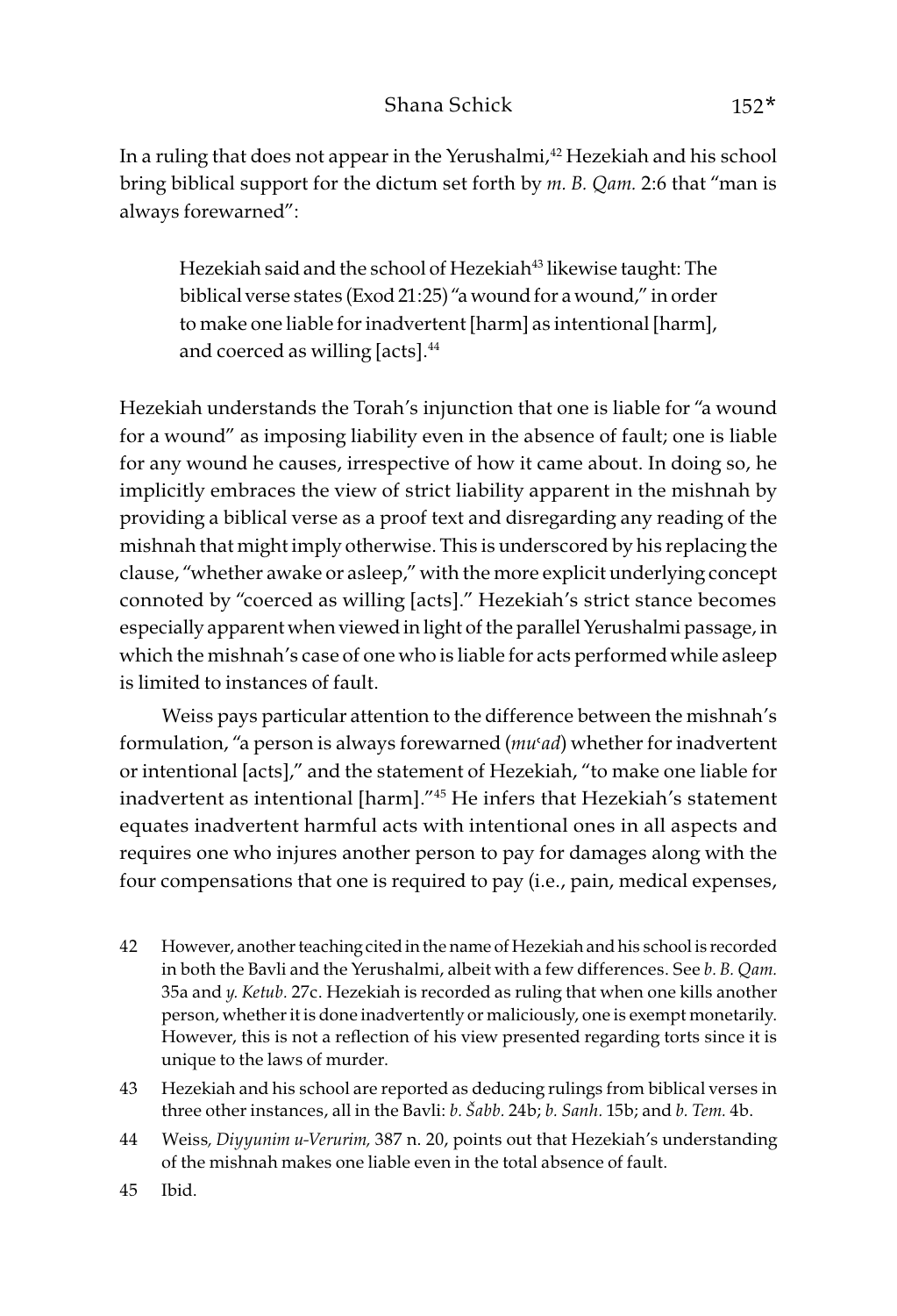In a ruling that does not appear in the Yerushalmi,[42] Hezekiah and his school bring biblical support for the dictum set forth by *m. B. Qam.* 2:6 that "man is always forewarned":

> Hezekiah said and the school of Hezekiah[43] likewise taught: The biblical verse states (Exod 21:25) "a wound for a wound," in order to make one liable for inadvertent [harm] as intentional [harm], and coerced as willing [acts].[44]

Hezekiah understands the Torah's injunction that one is liable for "a wound for a wound" as imposing liability even in the absence of fault; one is liable for any wound he causes, irrespective of how it came about. In doing so, he implicitly embraces the view of strict liability apparent in the mishnah by providing a biblical verse as a proof text and disregarding any reading of the mishnah that might imply otherwise. This is underscored by his replacing the clause, "whether awake or asleep," with the more explicit underlying concept connoted by "coerced as willing [acts]." Hezekiah's strict stance becomes especially apparent when viewed in light of the parallel Yerushalmi passage, in which the mishnah's case of one who is liable for acts performed while asleep is limited to instances of fault.

Weiss pays particular attention to the difference between the mishnah's formulation, "a person is always forewarned (*muʿad*) whether for inadvertent or intentional [acts]," and the statement of Hezekiah, "to make one liable for inadvertent as intentional [harm]."[45] He infers that Hezekiah's statement equates inadvertent harmful acts with intentional ones in all aspects and requires one who injures another person to pay for damages along with the four compensations that one is required to pay (i.e., pain, medical expenses,

42 However, another teaching cited in the name of Hezekiah and his school is recorded in both the Bavli and the Yerushalmi, albeit with a few differences. See *b. B. Qam.* 35a and *y. Ketub.* 27c. Hezekiah is recorded as ruling that when one kills another person, whether it is done inadvertently or maliciously, one is exempt monetarily. However, this is not a reflection of his view presented regarding torts since it is unique to the laws of murder.

43 Hezekiah and his school are reported as deducing rulings from biblical verses in three other instances, all in the Bavli: *b. Šabb.* 24b; *b. Sanh.* 15b; and *b. Tem.* 4b.

44 Weiss, *Diyyunim u-Verurim,* 387 n. 20, points out that Hezekiah's understanding of the mishnah makes one liable even in the total absence of fault.

45 Ibid.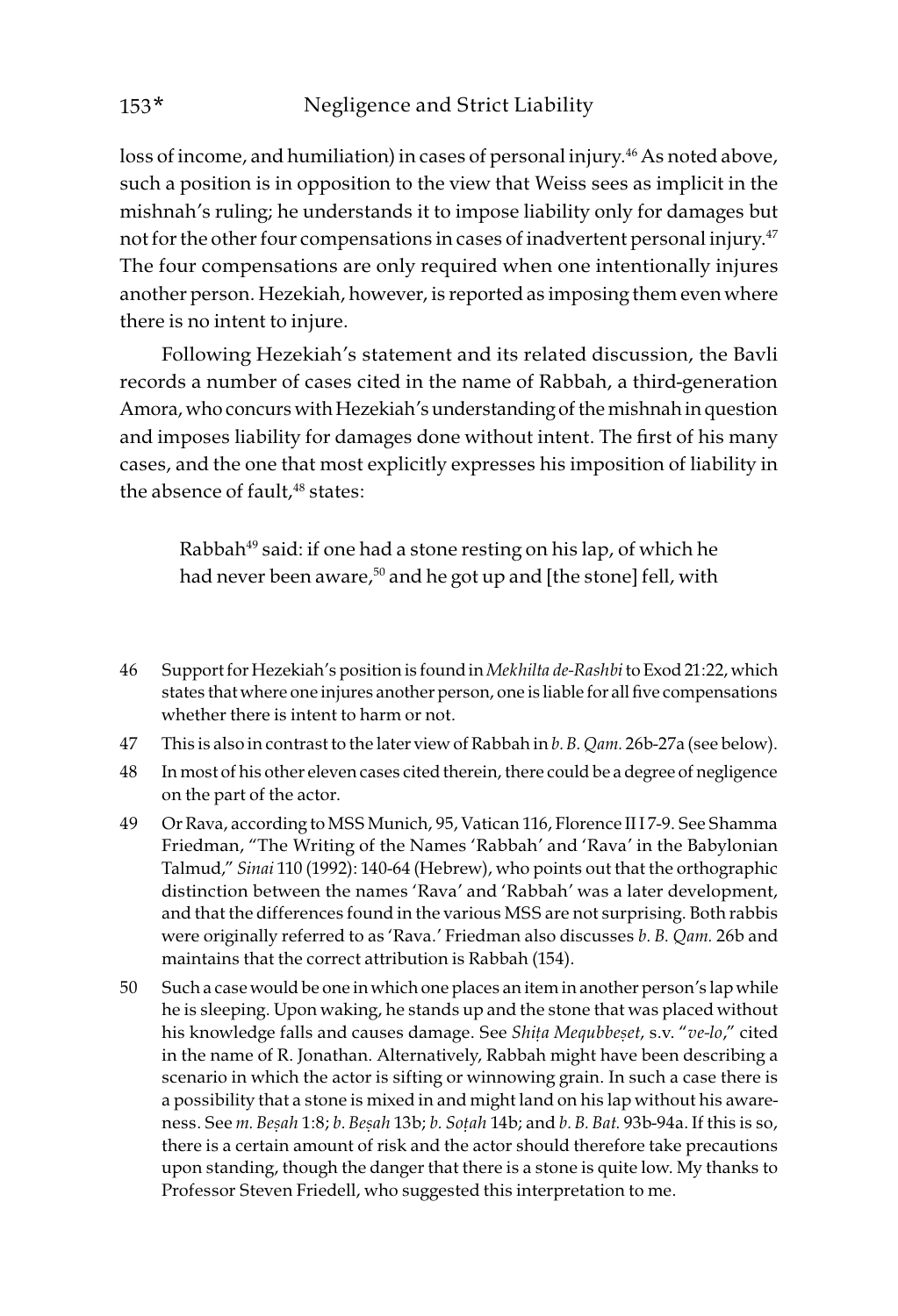loss of income, and humiliation) in cases of personal injury.[46] As noted above, such a position is in opposition to the view that Weiss sees as implicit in the mishnah's ruling; he understands it to impose liability only for damages but not for the other four compensations in cases of inadvertent personal injury.[47] The four compensations are only required when one intentionally injures another person. Hezekiah, however, is reported as imposing them even where there is no intent to injure.

Following Hezekiah's statement and its related discussion, the Bavli records a number of cases cited in the name of Rabbah, a third-generation Amora, who concurs with Hezekiah's understanding of the mishnah in question and imposes liability for damages done without intent. The first of his many cases, and the one that most explicitly expresses his imposition of liability in the absence of fault,[48] states:

> Rabbah[49] said: if one had a stone resting on his lap, of which he had never been aware,[50] and he got up and [the stone] fell, with

---

46 Support for Hezekiah's position is found in *Mekhilta de-Rashbi* to Exod 21:22, which states that where one injures another person, one is liable for all five compensations whether there is intent to harm or not.

47 This is also in contrast to the later view of Rabbah in *b. B. Qam.* 26b-27a (see below).

48 In most of his other eleven cases cited therein, there could be a degree of negligence on the part of the actor.

49 Or Rava, according to MSS Munich, 95, Vatican 116, Florence II I 7-9. See Shamma Friedman, "The Writing of the Names 'Rabbah' and 'Rava' in the Babylonian Talmud," *Sinai* 110 (1992): 140-64 (Hebrew), who points out that the orthographic distinction between the names 'Rava' and 'Rabbah' was a later development, and that the differences found in the various MSS are not surprising. Both rabbis were originally referred to as 'Rava.' Friedman also discusses *b. B. Qam.* 26b and maintains that the correct attribution is Rabbah (154).

50 Such a case would be one in which one places an item in another person's lap while he is sleeping. Upon waking, he stands up and the stone that was placed without his knowledge falls and causes damage. See *Shiṭa Mequbbeṣet*, s.v. "*ve-lo*," cited in the name of R. Jonathan. Alternatively, Rabbah might have been describing a scenario in which the actor is sifting or winnowing grain. In such a case there is a possibility that a stone is mixed in and might land on his lap without his awareness. See *m. Beṣah* 1:8; *b. Beṣah* 13b; *b. Soṭah* 14b; and *b. B. Bat.* 93b-94a. If this is so, there is a certain amount of risk and the actor should therefore take precautions upon standing, though the danger that there is a stone is quite low. My thanks to Professor Steven Friedell, who suggested this interpretation to me.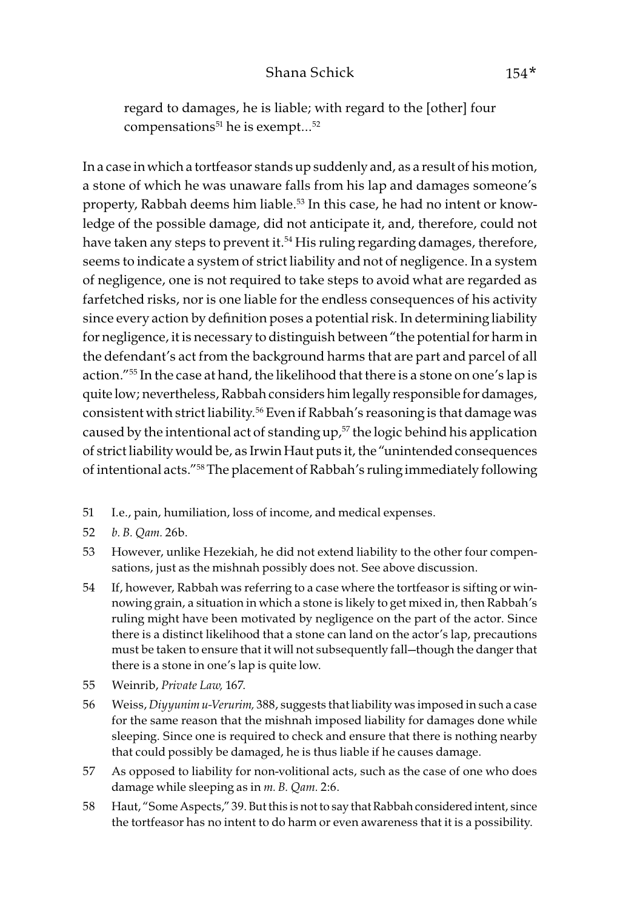regard to damages, he is liable; with regard to the [other] four compensations[51] he is exempt...[52]

In a case in which a tortfeasor stands up suddenly and, as a result of his motion, a stone of which he was unaware falls from his lap and damages someone's property, Rabbah deems him liable.[53] In this case, he had no intent or knowledge of the possible damage, did not anticipate it, and, therefore, could not have taken any steps to prevent it.[54] His ruling regarding damages, therefore, seems to indicate a system of strict liability and not of negligence. In a system of negligence, one is not required to take steps to avoid what are regarded as farfetched risks, nor is one liable for the endless consequences of his activity since every action by definition poses a potential risk. In determining liability for negligence, it is necessary to distinguish between "the potential for harm in the defendant's act from the background harms that are part and parcel of all action."[55] In the case at hand, the likelihood that there is a stone on one's lap is quite low; nevertheless, Rabbah considers him legally responsible for damages, consistent with strict liability.[56] Even if Rabbah's reasoning is that damage was caused by the intentional act of standing up,[57] the logic behind his application of strict liability would be, as Irwin Haut puts it, the "unintended consequences of intentional acts."[58] The placement of Rabbah's ruling immediately following

51 I.e., pain, humiliation, loss of income, and medical expenses.

52 *b. B. Qam.* 26b.

53 However, unlike Hezekiah, he did not extend liability to the other four compensations, just as the mishnah possibly does not. See above discussion.

54 If, however, Rabbah was referring to a case where the tortfeasor is sifting or winnowing grain, a situation in which a stone is likely to get mixed in, then Rabbah's ruling might have been motivated by negligence on the part of the actor. Since there is a distinct likelihood that a stone can land on the actor's lap, precautions must be taken to ensure that it will not subsequently fall—though the danger that there is a stone in one's lap is quite low.

55 Weinrib, *Private Law,* 167.

56 Weiss, *Diyyunim u-Verurim,* 388, suggests that liability was imposed in such a case for the same reason that the mishnah imposed liability for damages done while sleeping. Since one is required to check and ensure that there is nothing nearby that could possibly be damaged, he is thus liable if he causes damage.

57 As opposed to liability for non-volitional acts, such as the case of one who does damage while sleeping as in *m. B. Qam.* 2:6.

58 Haut, "Some Aspects," 39. But this is not to say that Rabbah considered intent, since the tortfeasor has no intent to do harm or even awareness that it is a possibility.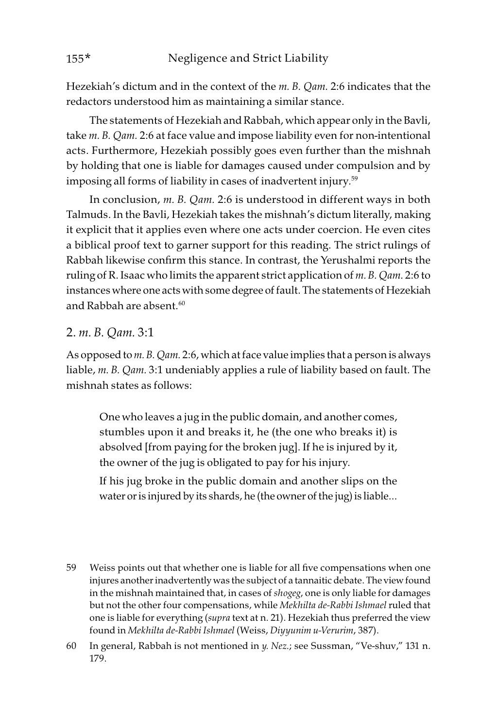Hezekiah's dictum and in the context of the *m. B. Qam.* 2:6 indicates that the redactors understood him as maintaining a similar stance.

The statements of Hezekiah and Rabbah, which appear only in the Bavli, take *m. B. Qam.* 2:6 at face value and impose liability even for non-intentional acts. Furthermore, Hezekiah possibly goes even further than the mishnah by holding that one is liable for damages caused under compulsion and by imposing all forms of liability in cases of inadvertent injury.[59]

In conclusion, *m. B. Qam.* 2:6 is understood in different ways in both Talmuds. In the Bavli, Hezekiah takes the mishnah's dictum literally, making it explicit that it applies even where one acts under coercion. He even cites a biblical proof text to garner support for this reading. The strict rulings of Rabbah likewise confirm this stance. In contrast, the Yerushalmi reports the ruling of R. Isaac who limits the apparent strict application of *m. B. Qam.* 2:6 to instances where one acts with some degree of fault. The statements of Hezekiah and Rabbah are absent.[60]

## 2. *m. B. Qam.* 3:1

As opposed to *m. B. Qam.* 2:6, which at face value implies that a person is always liable, *m. B. Qam.* 3:1 undeniably applies a rule of liability based on fault. The mishnah states as follows:

> One who leaves a jug in the public domain, and another comes, stumbles upon it and breaks it, he (the one who breaks it) is absolved [from paying for the broken jug]. If he is injured by it, the owner of the jug is obligated to pay for his injury.
>
> If his jug broke in the public domain and another slips on the water or is injured by its shards, he (the owner of the jug) is liable...

59 Weiss points out that whether one is liable for all five compensations when one injures another inadvertently was the subject of a tannaitic debate. The view found in the mishnah maintained that, in cases of *shogeg*, one is only liable for damages but not the other four compensations, while *Mekhilta de-Rabbi Ishmael* ruled that one is liable for everything (*supra* text at n. 21). Hezekiah thus preferred the view found in *Mekhilta de-Rabbi Ishmael* (Weiss, *Diyyunim u-Verurim*, 387).

60 In general, Rabbah is not mentioned in *y. Nez.*; see Sussman, "Ve-shuv," 131 n. 179.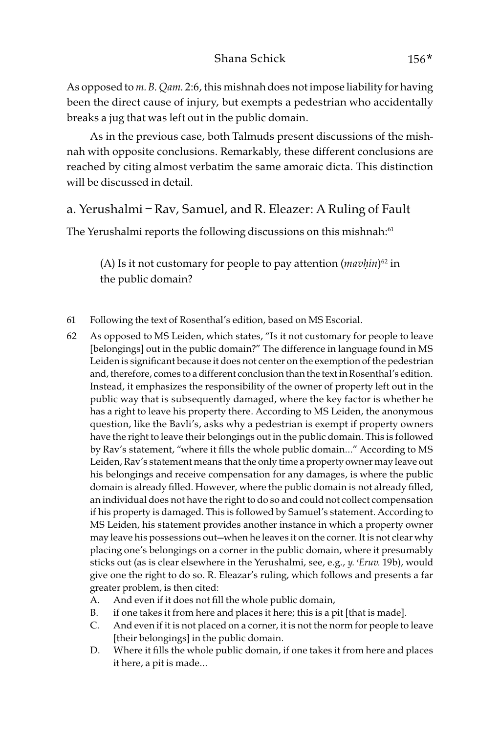As opposed to *m. B. Qam.* 2:6, this mishnah does not impose liability for having been the direct cause of injury, but exempts a pedestrian who accidentally breaks a jug that was left out in the public domain.

As in the previous case, both Talmuds present discussions of the mishnah with opposite conclusions. Remarkably, these different conclusions are reached by citing almost verbatim the same amoraic dicta. This distinction will be discussed in detail.

## a. Yerushalmi – Rav, Samuel, and R. Eleazer: A Ruling of Fault

The Yerushalmi reports the following discussions on this mishnah:[61]

> (A) Is it not customary for people to pay attention (*mavḥin*)[62] in the public domain?

---

61 Following the text of Rosenthal's edition, based on MS Escorial.

62 As opposed to MS Leiden, which states, "Is it not customary for people to leave [belongings] out in the public domain?" The difference in language found in MS Leiden is significant because it does not center on the exemption of the pedestrian and, therefore, comes to a different conclusion than the text in Rosenthal's edition. Instead, it emphasizes the responsibility of the owner of property left out in the public way that is subsequently damaged, where the key factor is whether he has a right to leave his property there. According to MS Leiden, the anonymous question, like the Bavli's, asks why a pedestrian is exempt if property owners have the right to leave their belongings out in the public domain. This is followed by Rav's statement, "where it fills the whole public domain..." According to MS Leiden, Rav's statement means that the only time a property owner may leave out his belongings and receive compensation for any damages, is where the public domain is already filled. However, where the public domain is not already filled, an individual does not have the right to do so and could not collect compensation if his property is damaged. This is followed by Samuel's statement. According to MS Leiden, his statement provides another instance in which a property owner may leave his possessions out—when he leaves it on the corner. It is not clear why placing one's belongings on a corner in the public domain, where it presumably sticks out (as is clear elsewhere in the Yerushalmi, see, e.g., *y. ʿEruv.* 19b), would give one the right to do so. R. Eleazar's ruling, which follows and presents a far greater problem, is then cited:

A. And even if it does not fill the whole public domain,
B. if one takes it from here and places it here; this is a pit [that is made].
C. And even if it is not placed on a corner, it is not the norm for people to leave [their belongings] in the public domain.
D. Where it fills the whole public domain, if one takes it from here and places it here, a pit is made...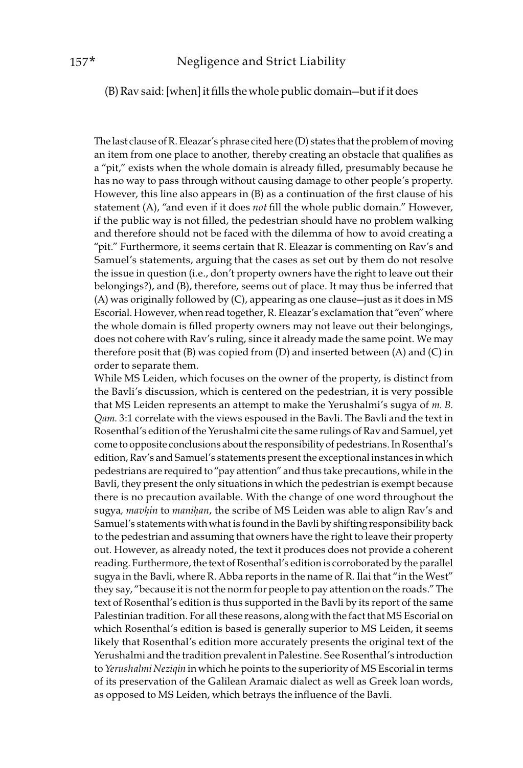(B) Rav said: [when] it fills the whole public domain—but if it does

The last clause of R. Eleazar's phrase cited here (D) states that the problem of moving an item from one place to another, thereby creating an obstacle that qualifies as a "pit," exists when the whole domain is already filled, presumably because he has no way to pass through without causing damage to other people's property. However, this line also appears in (B) as a continuation of the first clause of his statement (A), "and even if it does *not* fill the whole public domain." However, if the public way is not filled, the pedestrian should have no problem walking and therefore should not be faced with the dilemma of how to avoid creating a "pit." Furthermore, it seems certain that R. Eleazar is commenting on Rav's and Samuel's statements, arguing that the cases as set out by them do not resolve the issue in question (i.e., don't property owners have the right to leave out their belongings?), and (B), therefore, seems out of place. It may thus be inferred that (A) was originally followed by (C), appearing as one clause—just as it does in MS Escorial. However, when read together, R. Eleazar's exclamation that "even" where the whole domain is filled property owners may not leave out their belongings, does not cohere with Rav's ruling, since it already made the same point. We may therefore posit that (B) was copied from (D) and inserted between (A) and (C) in order to separate them.

While MS Leiden, which focuses on the owner of the property, is distinct from the Bavli's discussion, which is centered on the pedestrian, it is very possible that MS Leiden represents an attempt to make the Yerushalmi's sugya of *m. B. Qam.* 3:1 correlate with the views espoused in the Bavli. The Bavli and the text in Rosenthal's edition of the Yerushalmi cite the same rulings of Rav and Samuel, yet come to opposite conclusions about the responsibility of pedestrians. In Rosenthal's edition, Rav's and Samuel's statements present the exceptional instances in which pedestrians are required to "pay attention" and thus take precautions, while in the Bavli, they present the only situations in which the pedestrian is exempt because there is no precaution available. With the change of one word throughout the sugya, *mavḥin* to *maniḥan*, the scribe of MS Leiden was able to align Rav's and Samuel's statements with what is found in the Bavli by shifting responsibility back to the pedestrian and assuming that owners have the right to leave their property out. However, as already noted, the text it produces does not provide a coherent reading. Furthermore, the text of Rosenthal's edition is corroborated by the parallel sugya in the Bavli, where R. Abba reports in the name of R. Ilai that "in the West" they say, "because it is not the norm for people to pay attention on the roads." The text of Rosenthal's edition is thus supported in the Bavli by its report of the same Palestinian tradition. For all these reasons, along with the fact that MS Escorial on which Rosenthal's edition is based is generally superior to MS Leiden, it seems likely that Rosenthal's edition more accurately presents the original text of the Yerushalmi and the tradition prevalent in Palestine. See Rosenthal's introduction to *Yerushalmi Neziqin* in which he points to the superiority of MS Escorial in terms of its preservation of the Galilean Aramaic dialect as well as Greek loan words, as opposed to MS Leiden, which betrays the influence of the Bavli.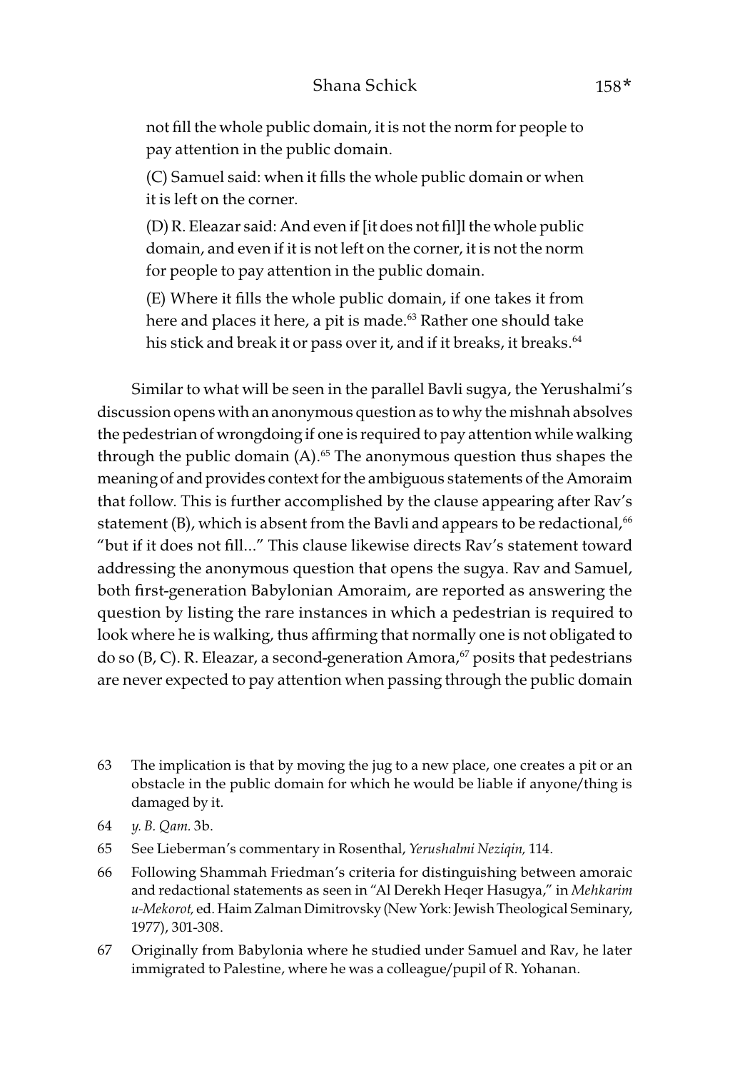not fill the whole public domain, it is not the norm for people to pay attention in the public domain.

(C) Samuel said: when it fills the whole public domain or when it is left on the corner.

(D) R. Eleazar said: And even if [it does not fil]l the whole public domain, and even if it is not left on the corner, it is not the norm for people to pay attention in the public domain.

(E) Where it fills the whole public domain, if one takes it from here and places it here, a pit is made.[63] Rather one should take his stick and break it or pass over it, and if it breaks, it breaks.[64]

Similar to what will be seen in the parallel Bavli sugya, the Yerushalmi's discussion opens with an anonymous question as to why the mishnah absolves the pedestrian of wrongdoing if one is required to pay attention while walking through the public domain (A).[65] The anonymous question thus shapes the meaning of and provides context for the ambiguous statements of the Amoraim that follow. This is further accomplished by the clause appearing after Rav's statement (B), which is absent from the Bavli and appears to be redactional,[66] "but if it does not fill..." This clause likewise directs Rav's statement toward addressing the anonymous question that opens the sugya. Rav and Samuel, both first-generation Babylonian Amoraim, are reported as answering the question by listing the rare instances in which a pedestrian is required to look where he is walking, thus affirming that normally one is not obligated to do so (B, C). R. Eleazar, a second-generation Amora,[67] posits that pedestrians are never expected to pay attention when passing through the public domain

63 The implication is that by moving the jug to a new place, one creates a pit or an obstacle in the public domain for which he would be liable if anyone/thing is damaged by it.

64 *y. B. Qam.* 3b.

65 See Lieberman's commentary in Rosenthal, *Yerushalmi Neziqin,* 114.

66 Following Shammah Friedman's criteria for distinguishing between amoraic and redactional statements as seen in "Al Derekh Heqer Hasugya," in *Mehkarim u-Mekorot,* ed. Haim Zalman Dimitrovsky (New York: Jewish Theological Seminary, 1977), 301-308.

67 Originally from Babylonia where he studied under Samuel and Rav, he later immigrated to Palestine, where he was a colleague/pupil of R. Yohanan.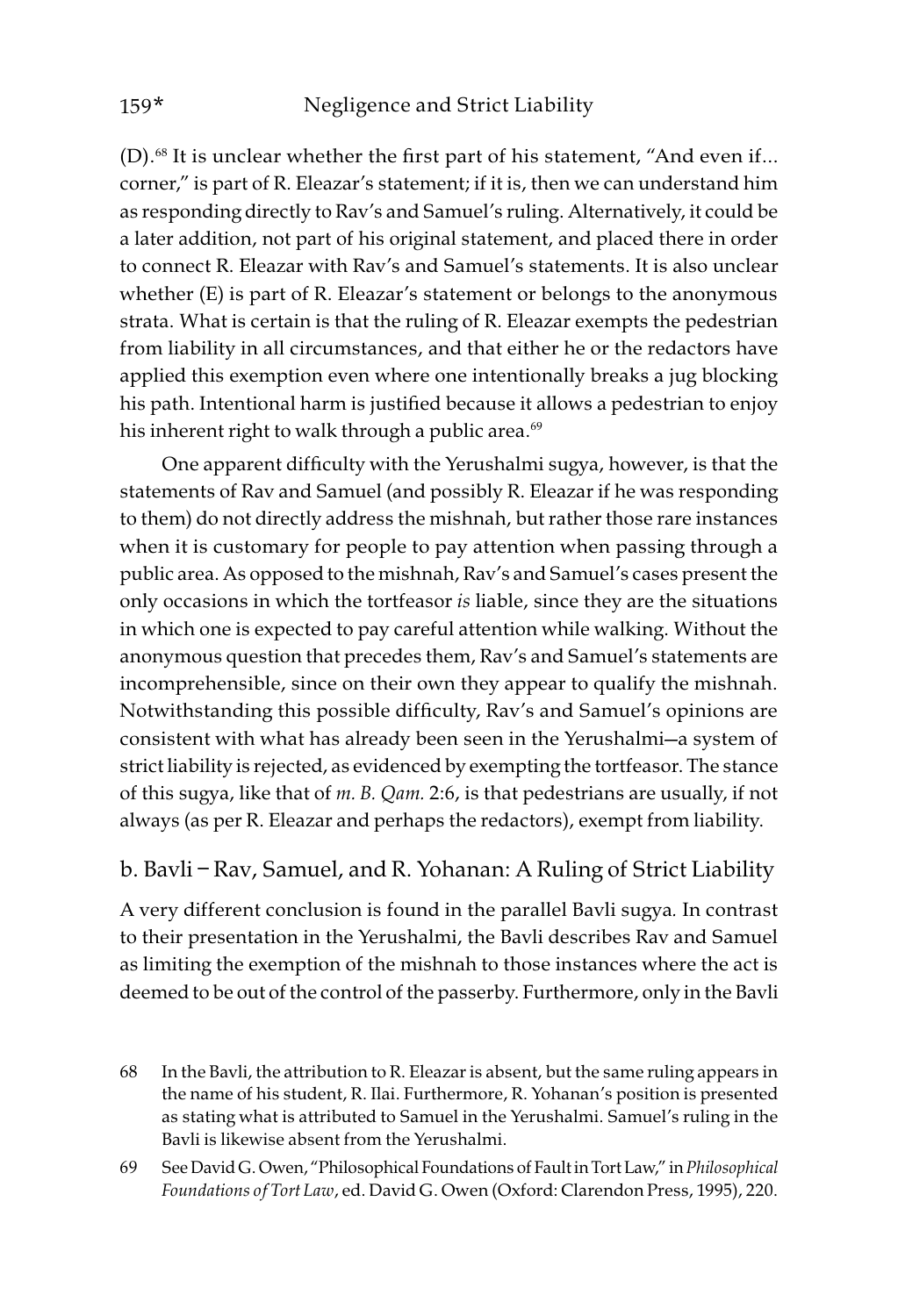(D).[68] It is unclear whether the first part of his statement, "And even if... corner," is part of R. Eleazar's statement; if it is, then we can understand him as responding directly to Rav's and Samuel's ruling. Alternatively, it could be a later addition, not part of his original statement, and placed there in order to connect R. Eleazar with Rav's and Samuel's statements. It is also unclear whether (E) is part of R. Eleazar's statement or belongs to the anonymous strata. What is certain is that the ruling of R. Eleazar exempts the pedestrian from liability in all circumstances, and that either he or the redactors have applied this exemption even where one intentionally breaks a jug blocking his path. Intentional harm is justified because it allows a pedestrian to enjoy his inherent right to walk through a public area.[69]

One apparent difficulty with the Yerushalmi sugya, however, is that the statements of Rav and Samuel (and possibly R. Eleazar if he was responding to them) do not directly address the mishnah, but rather those rare instances when it is customary for people to pay attention when passing through a public area. As opposed to the mishnah, Rav's and Samuel's cases present the only occasions in which the tortfeasor *is* liable, since they are the situations in which one is expected to pay careful attention while walking. Without the anonymous question that precedes them, Rav's and Samuel's statements are incomprehensible, since on their own they appear to qualify the mishnah. Notwithstanding this possible difficulty, Rav's and Samuel's opinions are consistent with what has already been seen in the Yerushalmi—a system of strict liability is rejected, as evidenced by exempting the tortfeasor. The stance of this sugya, like that of *m. B. Qam.* 2:6, is that pedestrians are usually, if not always (as per R. Eleazar and perhaps the redactors), exempt from liability.

## b. Bavli – Rav, Samuel, and R. Yohanan: A Ruling of Strict Liability

A very different conclusion is found in the parallel Bavli sugya. In contrast to their presentation in the Yerushalmi, the Bavli describes Rav and Samuel as limiting the exemption of the mishnah to those instances where the act is deemed to be out of the control of the passerby. Furthermore, only in the Bavli

68 In the Bavli, the attribution to R. Eleazar is absent, but the same ruling appears in the name of his student, R. Ilai. Furthermore, R. Yohanan's position is presented as stating what is attributed to Samuel in the Yerushalmi. Samuel's ruling in the Bavli is likewise absent from the Yerushalmi.

69 See David G. Owen, "Philosophical Foundations of Fault in Tort Law," in *Philosophical Foundations of Tort Law*, ed. David G. Owen (Oxford: Clarendon Press, 1995), 220.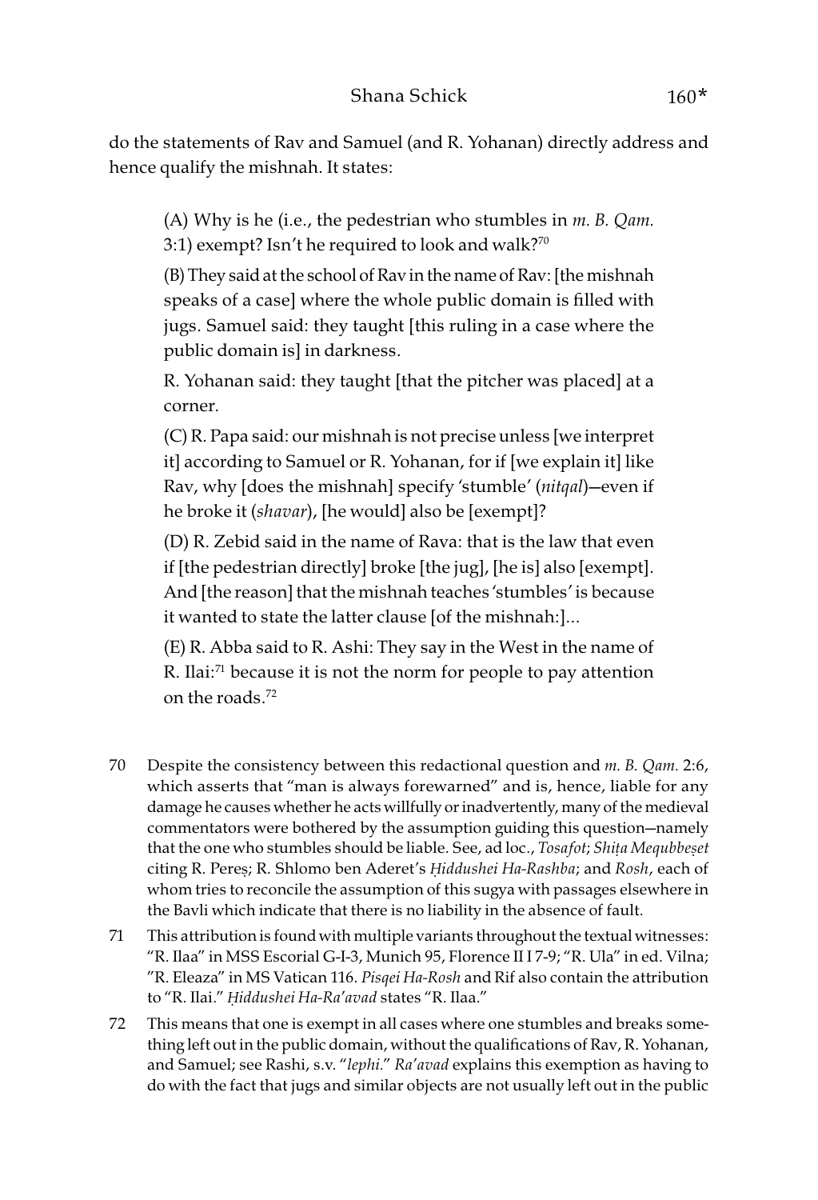do the statements of Rav and Samuel (and R. Yohanan) directly address and hence qualify the mishnah. It states:

> (A) Why is he (i.e., the pedestrian who stumbles in *m. B. Qam.* 3:1) exempt? Isn't he required to look and walk?[70]
>
> (B) They said at the school of Rav in the name of Rav: [the mishnah speaks of a case] where the whole public domain is filled with jugs. Samuel said: they taught [this ruling in a case where the public domain is] in darkness.
>
> R. Yohanan said: they taught [that the pitcher was placed] at a corner.
>
> (C) R. Papa said: our mishnah is not precise unless [we interpret it] according to Samuel or R. Yohanan, for if [we explain it] like Rav, why [does the mishnah] specify 'stumble' (*nitqal*)—even if he broke it (*shavar*), [he would] also be [exempt]?
>
> (D) R. Zebid said in the name of Rava: that is the law that even if [the pedestrian directly] broke [the jug], [he is] also [exempt]. And [the reason] that the mishnah teaches 'stumbles' is because it wanted to state the latter clause [of the mishnah:]...
>
> (E) R. Abba said to R. Ashi: They say in the West in the name of R. Ilai:[71] because it is not the norm for people to pay attention on the roads.[72]

70 Despite the consistency between this redactional question and *m. B. Qam.* 2:6, which asserts that "man is always forewarned" and is, hence, liable for any damage he causes whether he acts willfully or inadvertently, many of the medieval commentators were bothered by the assumption guiding this question—namely that the one who stumbles should be liable. See, ad loc., *Tosafot*; *Shiṭa Mequbbeṣet* citing R. Pereṣ; R. Shlomo ben Aderet's *Ḥiddushei Ha-Rashba*; and *Rosh*, each of whom tries to reconcile the assumption of this sugya with passages elsewhere in the Bavli which indicate that there is no liability in the absence of fault.

71 This attribution is found with multiple variants throughout the textual witnesses: "R. Ilaa" in MSS Escorial G-I-3, Munich 95, Florence II I 7-9; "R. Ula" in ed. Vilna; "R. Eleaza" in MS Vatican 116. *Pisqei Ha-Rosh* and Rif also contain the attribution to "R. Ilai." *Ḥiddushei Ha-Ra'avad* states "R. Ilaa."

72 This means that one is exempt in all cases where one stumbles and breaks something left out in the public domain, without the qualifications of Rav, R. Yohanan, and Samuel; see Rashi, s.v. "*lephi.*" *Ra'avad* explains this exemption as having to do with the fact that jugs and similar objects are not usually left out in the public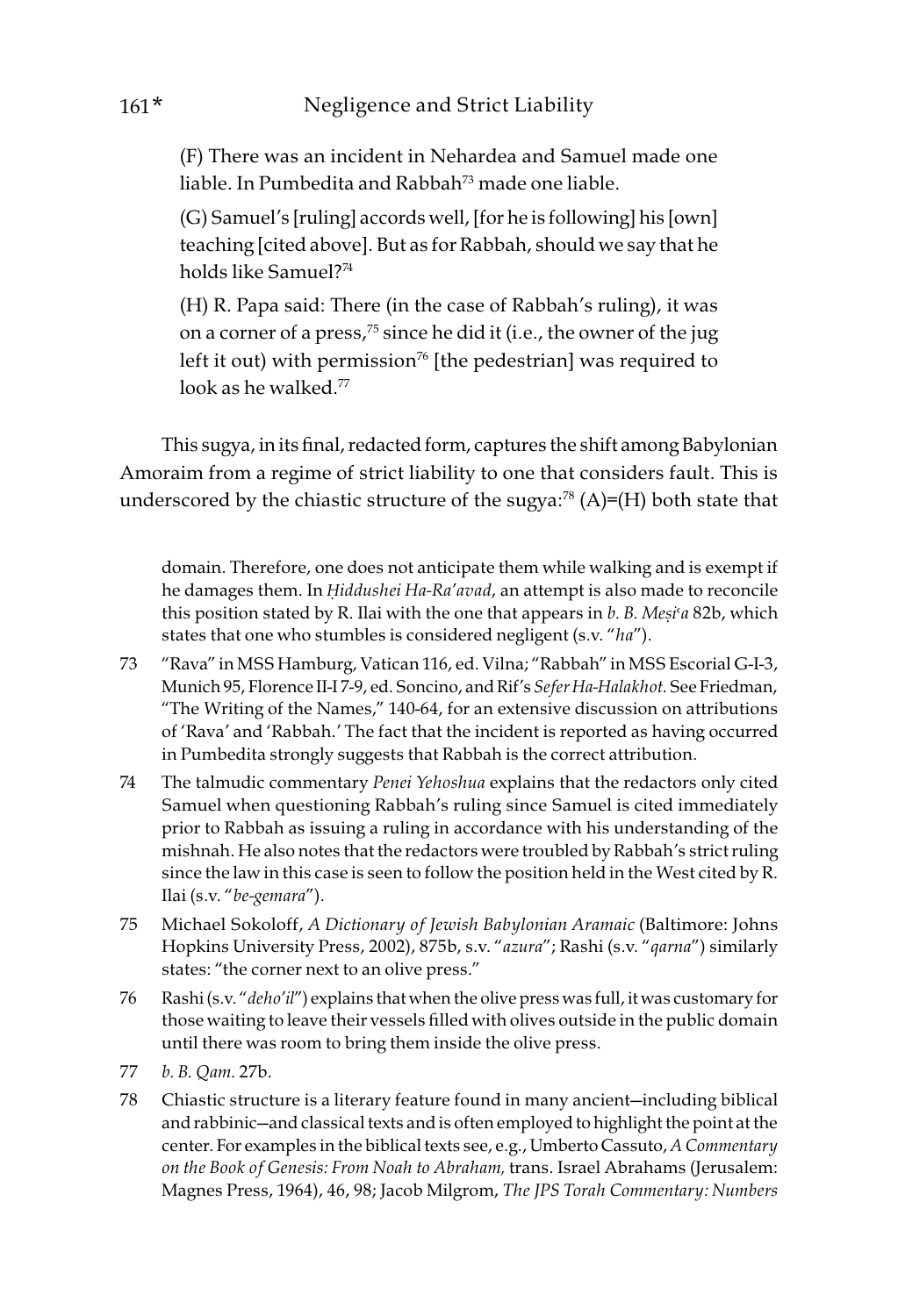(F) There was an incident in Nehardea and Samuel made one liable. In Pumbedita and Rabbah[73] made one liable.

(G) Samuel's [ruling] accords well, [for he is following] his [own] teaching [cited above]. But as for Rabbah, should we say that he holds like Samuel?[74]

(H) R. Papa said: There (in the case of Rabbah's ruling), it was on a corner of a press,[75] since he did it (i.e., the owner of the jug left it out) with permission[76] [the pedestrian] was required to look as he walked.[77]

This sugya, in its final, redacted form, captures the shift among Babylonian Amoraim from a regime of strict liability to one that considers fault. This is underscored by the chiastic structure of the sugya:[78] (A)=(H) both state that

---

domain. Therefore, one does not anticipate them while walking and is exempt if he damages them. In *Ḥiddushei Ha-Ra'avad*, an attempt is also made to reconcile this position stated by R. Ilai with the one that appears in *b. B. Meṣiʿa* 82b, which states that one who stumbles is considered negligent (s.v. "*ha*").

73 "Rava" in MSS Hamburg, Vatican 116, ed. Vilna; "Rabbah" in MSS Escorial G-I-3, Munich 95, Florence II-I 7-9, ed. Soncino, and Rif's *Sefer Ha-Halakhot.* See Friedman, "The Writing of the Names," 140-64, for an extensive discussion on attributions of 'Rava' and 'Rabbah.' The fact that the incident is reported as having occurred in Pumbedita strongly suggests that Rabbah is the correct attribution.

74 The talmudic commentary *Penei Yehoshua* explains that the redactors only cited Samuel when questioning Rabbah's ruling since Samuel is cited immediately prior to Rabbah as issuing a ruling in accordance with his understanding of the mishnah. He also notes that the redactors were troubled by Rabbah's strict ruling since the law in this case is seen to follow the position held in the West cited by R. Ilai (s.v. "*be-gemara*").

75 Michael Sokoloff, *A Dictionary of Jewish Babylonian Aramaic* (Baltimore: Johns Hopkins University Press, 2002), 875b, s.v. "*azura*"; Rashi (s.v. "*qarna*") similarly states: "the corner next to an olive press."

76 Rashi (s.v. "*deho'il*") explains that when the olive press was full, it was customary for those waiting to leave their vessels filled with olives outside in the public domain until there was room to bring them inside the olive press.

77 *b. B. Qam.* 27b.

78 Chiastic structure is a literary feature found in many ancient—including biblical and rabbinic—and classical texts and is often employed to highlight the point at the center. For examples in the biblical texts see, e.g., Umberto Cassuto, *A Commentary on the Book of Genesis: From Noah to Abraham,* trans. Israel Abrahams (Jerusalem: Magnes Press, 1964), 46, 98; Jacob Milgrom, *The JPS Torah Commentary: Numbers*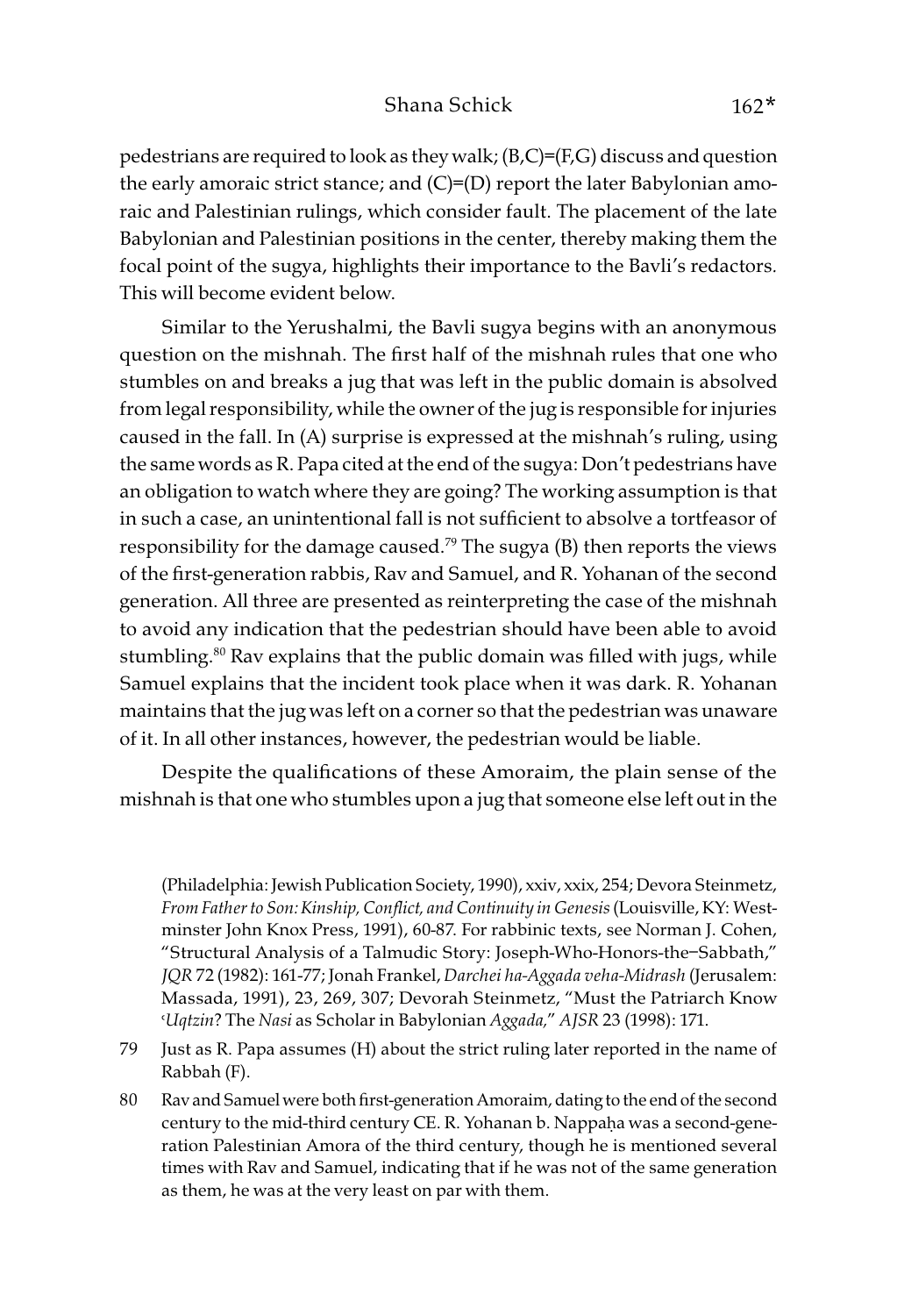pedestrians are required to look as they walk; (B,C)=(F,G) discuss and question the early amoraic strict stance; and (C)=(D) report the later Babylonian amoraic and Palestinian rulings, which consider fault. The placement of the late Babylonian and Palestinian positions in the center, thereby making them the focal point of the sugya, highlights their importance to the Bavli's redactors. This will become evident below.

Similar to the Yerushalmi, the Bavli sugya begins with an anonymous question on the mishnah. The first half of the mishnah rules that one who stumbles on and breaks a jug that was left in the public domain is absolved from legal responsibility, while the owner of the jug is responsible for injuries caused in the fall. In (A) surprise is expressed at the mishnah's ruling, using the same words as R. Papa cited at the end of the sugya: Don't pedestrians have an obligation to watch where they are going? The working assumption is that in such a case, an unintentional fall is not sufficient to absolve a tortfeasor of responsibility for the damage caused.[79] The sugya (B) then reports the views of the first-generation rabbis, Rav and Samuel, and R. Yohanan of the second generation. All three are presented as reinterpreting the case of the mishnah to avoid any indication that the pedestrian should have been able to avoid stumbling.[80] Rav explains that the public domain was filled with jugs, while Samuel explains that the incident took place when it was dark. R. Yohanan maintains that the jug was left on a corner so that the pedestrian was unaware of it. In all other instances, however, the pedestrian would be liable.

Despite the qualifications of these Amoraim, the plain sense of the mishnah is that one who stumbles upon a jug that someone else left out in the

(Philadelphia: Jewish Publication Society, 1990), xxiv, xxix, 254; Devora Steinmetz, *From Father to Son: Kinship, Conflict, and Continuity in Genesis* (Louisville, KY: Westminster John Knox Press, 1991), 60-87. For rabbinic texts, see Norman J. Cohen, "Structural Analysis of a Talmudic Story: Joseph-Who-Honors-the-Sabbath," *JQR* 72 (1982): 161-77; Jonah Frankel, *Darchei ha-Aggada veha-Midrash* (Jerusalem: Massada, 1991), 23, 269, 307; Devorah Steinmetz, "Must the Patriarch Know *ʿUqtzin*? The *Nasi* as Scholar in Babylonian *Aggada*," *AJSR* 23 (1998): 171.

79 Just as R. Papa assumes (H) about the strict ruling later reported in the name of Rabbah (F).

80 Rav and Samuel were both first-generation Amoraim, dating to the end of the second century to the mid-third century CE. R. Yohanan b. Nappaḥa was a second-generation Palestinian Amora of the third century, though he is mentioned several times with Rav and Samuel, indicating that if he was not of the same generation as them, he was at the very least on par with them.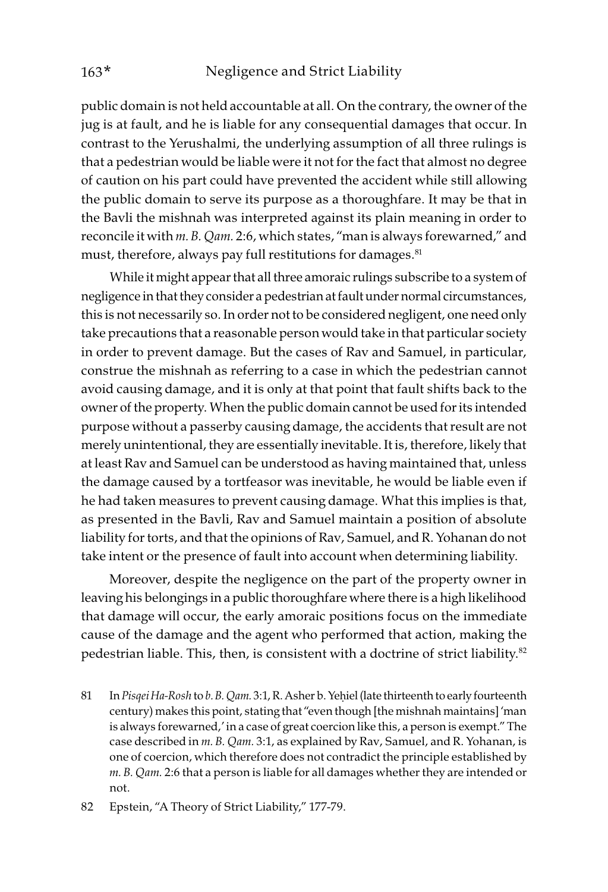public domain is not held accountable at all. On the contrary, the owner of the jug is at fault, and he is liable for any consequential damages that occur. In contrast to the Yerushalmi, the underlying assumption of all three rulings is that a pedestrian would be liable were it not for the fact that almost no degree of caution on his part could have prevented the accident while still allowing the public domain to serve its purpose as a thoroughfare. It may be that in the Bavli the mishnah was interpreted against its plain meaning in order to reconcile it with *m. B. Qam.* 2:6, which states, "man is always forewarned," and must, therefore, always pay full restitutions for damages.[81]

While it might appear that all three amoraic rulings subscribe to a system of negligence in that they consider a pedestrian at fault under normal circumstances, this is not necessarily so. In order not to be considered negligent, one need only take precautions that a reasonable person would take in that particular society in order to prevent damage. But the cases of Rav and Samuel, in particular, construe the mishnah as referring to a case in which the pedestrian cannot avoid causing damage, and it is only at that point that fault shifts back to the owner of the property. When the public domain cannot be used for its intended purpose without a passerby causing damage, the accidents that result are not merely unintentional, they are essentially inevitable. It is, therefore, likely that at least Rav and Samuel can be understood as having maintained that, unless the damage caused by a tortfeasor was inevitable, he would be liable even if he had taken measures to prevent causing damage. What this implies is that, as presented in the Bavli, Rav and Samuel maintain a position of absolute liability for torts, and that the opinions of Rav, Samuel, and R. Yohanan do not take intent or the presence of fault into account when determining liability.

Moreover, despite the negligence on the part of the property owner in leaving his belongings in a public thoroughfare where there is a high likelihood that damage will occur, the early amoraic positions focus on the immediate cause of the damage and the agent who performed that action, making the pedestrian liable. This, then, is consistent with a doctrine of strict liability.[82]

81 In *Pisqei Ha-Rosh* to *b. B. Qam.* 3:1, R. Asher b. Yeḥiel (late thirteenth to early fourteenth century) makes this point, stating that "even though [the mishnah maintains] 'man is always forewarned,' in a case of great coercion like this, a person is exempt." The case described in *m. B. Qam.* 3:1, as explained by Rav, Samuel, and R. Yohanan, is one of coercion, which therefore does not contradict the principle established by *m. B. Qam.* 2:6 that a person is liable for all damages whether they are intended or not.

82 Epstein, "A Theory of Strict Liability," 177-79.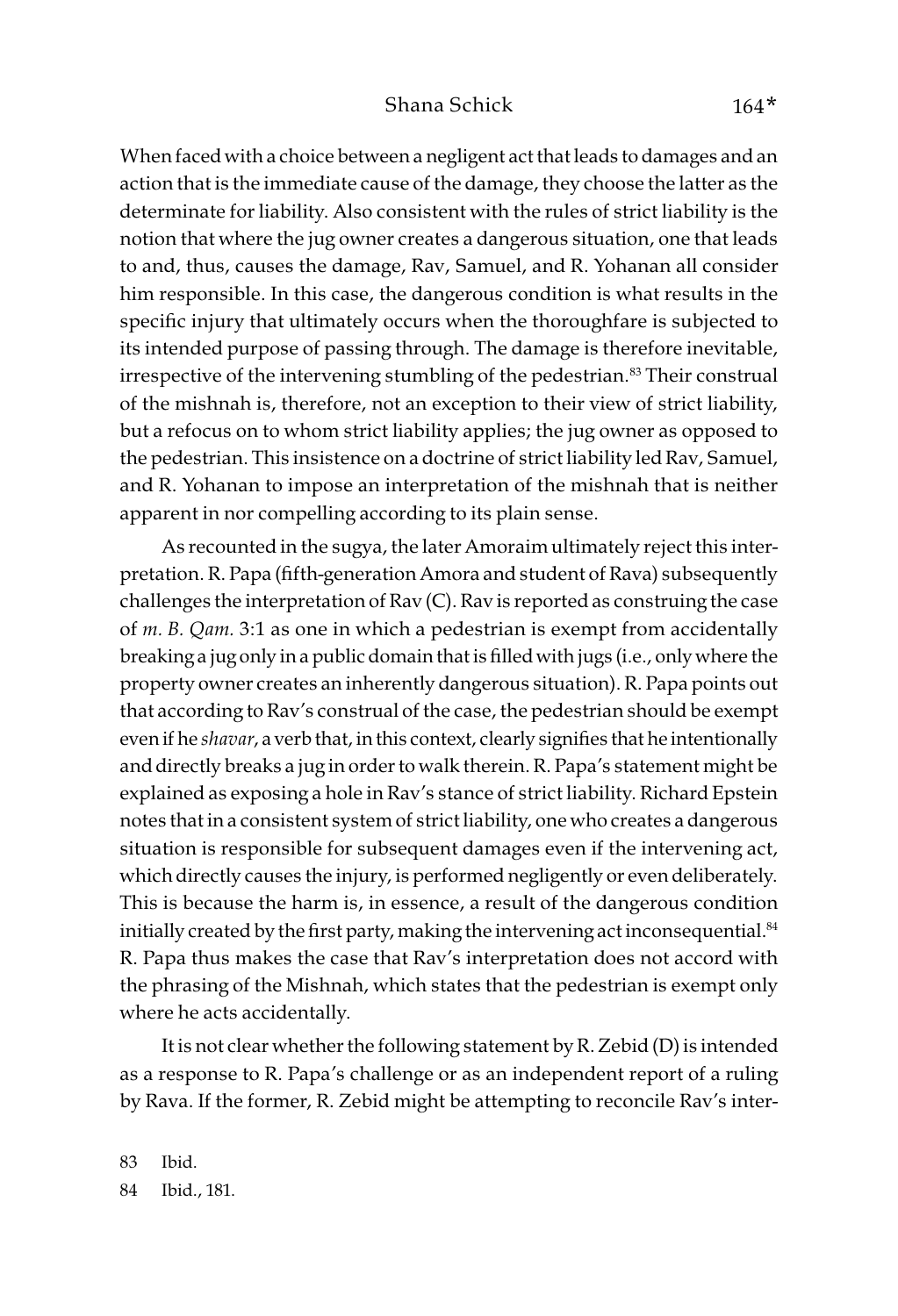When faced with a choice between a negligent act that leads to damages and an action that is the immediate cause of the damage, they choose the latter as the determinate for liability. Also consistent with the rules of strict liability is the notion that where the jug owner creates a dangerous situation, one that leads to and, thus, causes the damage, Rav, Samuel, and R. Yohanan all consider him responsible. In this case, the dangerous condition is what results in the specific injury that ultimately occurs when the thoroughfare is subjected to its intended purpose of passing through. The damage is therefore inevitable, irrespective of the intervening stumbling of the pedestrian.[83] Their construal of the mishnah is, therefore, not an exception to their view of strict liability, but a refocus on to whom strict liability applies; the jug owner as opposed to the pedestrian. This insistence on a doctrine of strict liability led Rav, Samuel, and R. Yohanan to impose an interpretation of the mishnah that is neither apparent in nor compelling according to its plain sense.

As recounted in the sugya, the later Amoraim ultimately reject this interpretation. R. Papa (fifth-generation Amora and student of Rava) subsequently challenges the interpretation of Rav (C). Rav is reported as construing the case of *m. B. Qam.* 3:1 as one in which a pedestrian is exempt from accidentally breaking a jug only in a public domain that is filled with jugs (i.e., only where the property owner creates an inherently dangerous situation). R. Papa points out that according to Rav's construal of the case, the pedestrian should be exempt even if he *shavar*, a verb that, in this context, clearly signifies that he intentionally and directly breaks a jug in order to walk therein. R. Papa's statement might be explained as exposing a hole in Rav's stance of strict liability. Richard Epstein notes that in a consistent system of strict liability, one who creates a dangerous situation is responsible for subsequent damages even if the intervening act, which directly causes the injury, is performed negligently or even deliberately. This is because the harm is, in essence, a result of the dangerous condition initially created by the first party, making the intervening act inconsequential.[84] R. Papa thus makes the case that Rav's interpretation does not accord with the phrasing of the Mishnah, which states that the pedestrian is exempt only where he acts accidentally.

It is not clear whether the following statement by R. Zebid (D) is intended as a response to R. Papa's challenge or as an independent report of a ruling by Rava. If the former, R. Zebid might be attempting to reconcile Rav's inter-

83 Ibid.

84 Ibid., 181.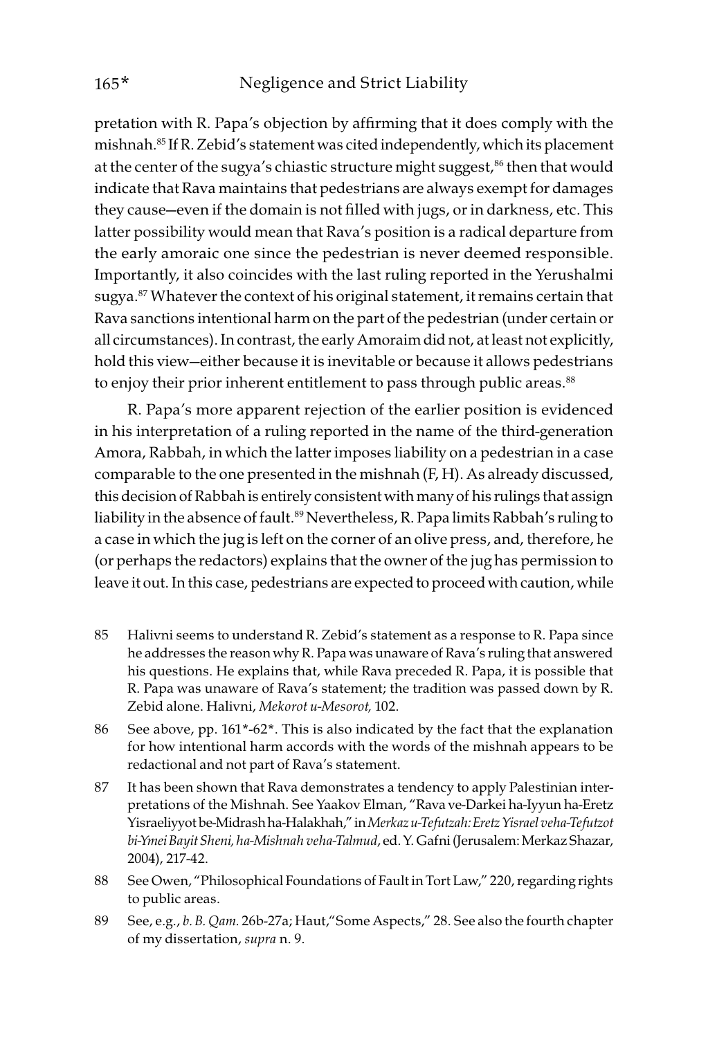pretation with R. Papa's objection by affirming that it does comply with the mishnah.[85] If R. Zebid's statement was cited independently, which its placement at the center of the sugya's chiastic structure might suggest,[86] then that would indicate that Rava maintains that pedestrians are always exempt for damages they cause—even if the domain is not filled with jugs, or in darkness, etc. This latter possibility would mean that Rava's position is a radical departure from the early amoraic one since the pedestrian is never deemed responsible. Importantly, it also coincides with the last ruling reported in the Yerushalmi sugya.[87] Whatever the context of his original statement, it remains certain that Rava sanctions intentional harm on the part of the pedestrian (under certain or all circumstances). In contrast, the early Amoraim did not, at least not explicitly, hold this view—either because it is inevitable or because it allows pedestrians to enjoy their prior inherent entitlement to pass through public areas.[88]

R. Papa's more apparent rejection of the earlier position is evidenced in his interpretation of a ruling reported in the name of the third-generation Amora, Rabbah, in which the latter imposes liability on a pedestrian in a case comparable to the one presented in the mishnah (F, H). As already discussed, this decision of Rabbah is entirely consistent with many of his rulings that assign liability in the absence of fault.[89] Nevertheless, R. Papa limits Rabbah's ruling to a case in which the jug is left on the corner of an olive press, and, therefore, he (or perhaps the redactors) explains that the owner of the jug has permission to leave it out. In this case, pedestrians are expected to proceed with caution, while

85 Halivni seems to understand R. Zebid's statement as a response to R. Papa since he addresses the reason why R. Papa was unaware of Rava's ruling that answered his questions. He explains that, while Rava preceded R. Papa, it is possible that R. Papa was unaware of Rava's statement; the tradition was passed down by R. Zebid alone. Halivni, *Mekorot u-Mesorot,* 102.

86 See above, pp. 161*-62*. This is also indicated by the fact that the explanation for how intentional harm accords with the words of the mishnah appears to be redactional and not part of Rava's statement.

87 It has been shown that Rava demonstrates a tendency to apply Palestinian interpretations of the Mishnah. See Yaakov Elman, "Rava ve-Darkei ha-Iyyun ha-Eretz Yisraeliyyot be-Midrash ha-Halakhah," in *Merkaz u-Tefutzah: Eretz Yisrael veha-Tefutzot bi-Ymei Bayit Sheni, ha-Mishnah veha-Talmud*, ed. Y. Gafni (Jerusalem: Merkaz Shazar, 2004), 217-42.

88 See Owen, "Philosophical Foundations of Fault in Tort Law," 220, regarding rights to public areas.

89 See, e.g., *b. B. Qam.* 26b-27a; Haut,"Some Aspects," 28. See also the fourth chapter of my dissertation, *supra* n. 9.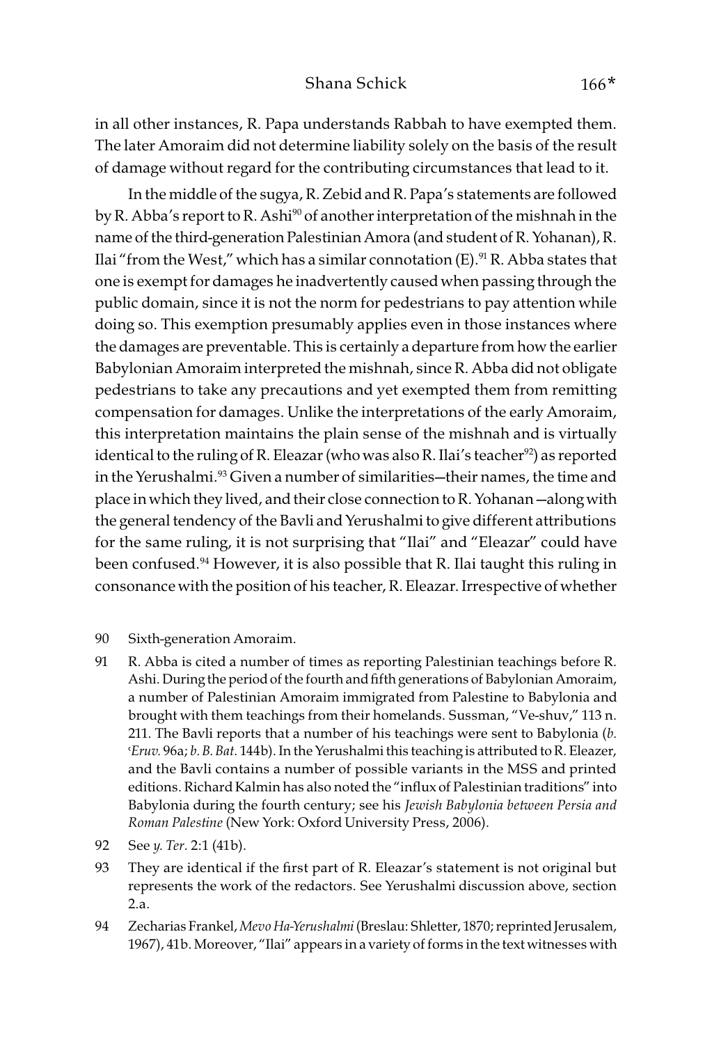in all other instances, R. Papa understands Rabbah to have exempted them. The later Amoraim did not determine liability solely on the basis of the result of damage without regard for the contributing circumstances that lead to it.

In the middle of the sugya, R. Zebid and R. Papa's statements are followed by R. Abba's report to R. Ashi[90] of another interpretation of the mishnah in the name of the third-generation Palestinian Amora (and student of R. Yohanan), R. Ilai "from the West," which has a similar connotation (E).[91] R. Abba states that one is exempt for damages he inadvertently caused when passing through the public domain, since it is not the norm for pedestrians to pay attention while doing so. This exemption presumably applies even in those instances where the damages are preventable. This is certainly a departure from how the earlier Babylonian Amoraim interpreted the mishnah, since R. Abba did not obligate pedestrians to take any precautions and yet exempted them from remitting compensation for damages. Unlike the interpretations of the early Amoraim, this interpretation maintains the plain sense of the mishnah and is virtually identical to the ruling of R. Eleazar (who was also R. Ilai's teacher[92]) as reported in the Yerushalmi.[93] Given a number of similarities—their names, the time and place in which they lived, and their close connection to R. Yohanan—along with the general tendency of the Bavli and Yerushalmi to give different attributions for the same ruling, it is not surprising that "Ilai" and "Eleazar" could have been confused.[94] However, it is also possible that R. Ilai taught this ruling in consonance with the position of his teacher, R. Eleazar. Irrespective of whether

90 Sixth-generation Amoraim.

91 R. Abba is cited a number of times as reporting Palestinian teachings before R. Ashi. During the period of the fourth and fifth generations of Babylonian Amoraim, a number of Palestinian Amoraim immigrated from Palestine to Babylonia and brought with them teachings from their homelands. Sussman, "Ve-shuv," 113 n. 211. The Bavli reports that a number of his teachings were sent to Babylonia (*b. ʿEruv.* 96a; *b. B. Bat.* 144b). In the Yerushalmi this teaching is attributed to R. Eleazer, and the Bavli contains a number of possible variants in the MSS and printed editions. Richard Kalmin has also noted the "influx of Palestinian traditions" into Babylonia during the fourth century; see his *Jewish Babylonia between Persia and Roman Palestine* (New York: Oxford University Press, 2006).

92 See *y. Ter.* 2:1 (41b).

93 They are identical if the first part of R. Eleazar's statement is not original but represents the work of the redactors. See Yerushalmi discussion above, section 2.a.

94 Zecharias Frankel, *Mevo Ha-Yerushalmi* (Breslau: Shletter, 1870; reprinted Jerusalem, 1967), 41b. Moreover, "Ilai" appears in a variety of forms in the text witnesses with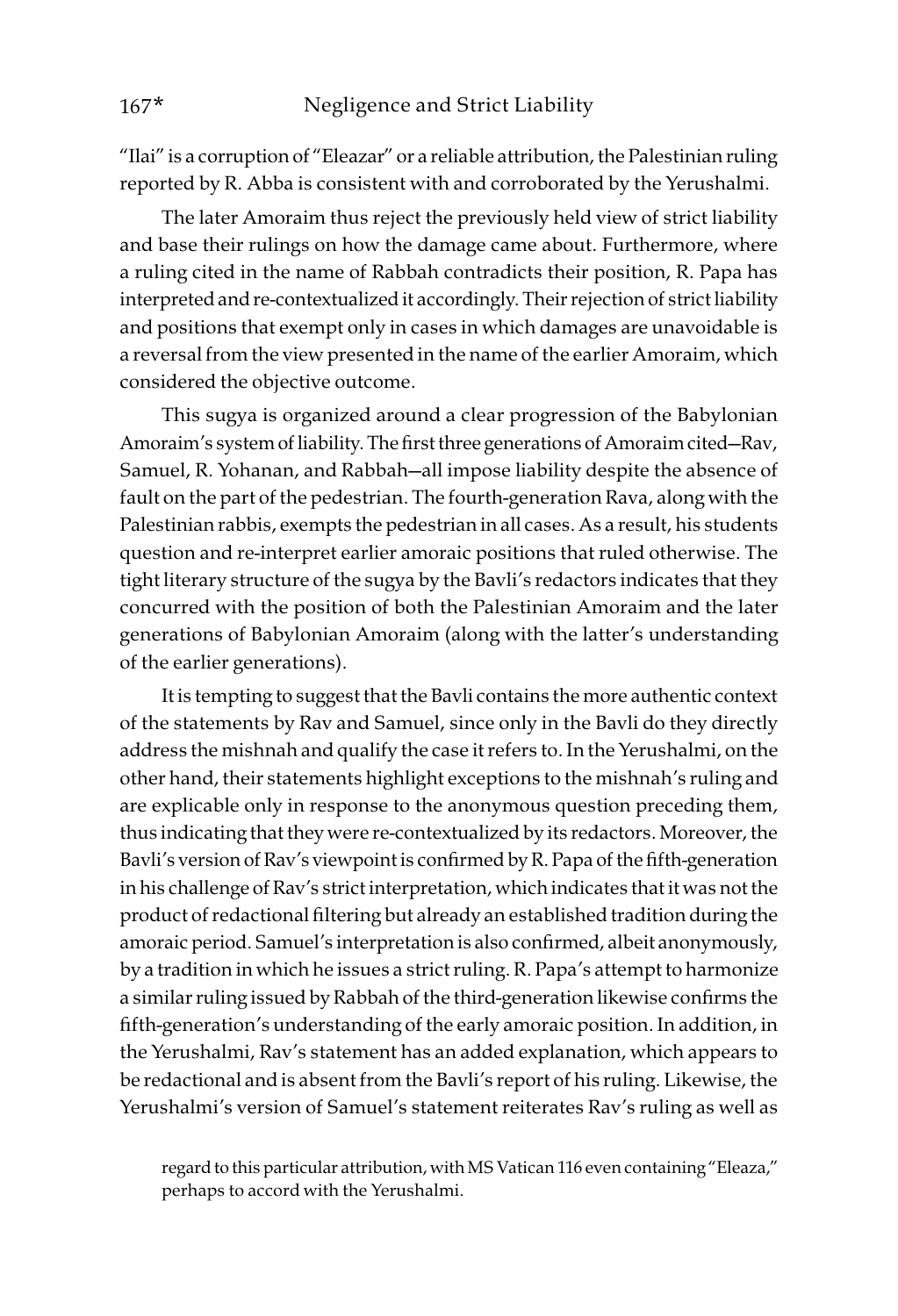"Ilai" is a corruption of "Eleazar" or a reliable attribution, the Palestinian ruling reported by R. Abba is consistent with and corroborated by the Yerushalmi.

The later Amoraim thus reject the previously held view of strict liability and base their rulings on how the damage came about. Furthermore, where a ruling cited in the name of Rabbah contradicts their position, R. Papa has interpreted and re-contextualized it accordingly. Their rejection of strict liability and positions that exempt only in cases in which damages are unavoidable is a reversal from the view presented in the name of the earlier Amoraim, which considered the objective outcome.

This sugya is organized around a clear progression of the Babylonian Amoraim's system of liability. The first three generations of Amoraim cited—Rav, Samuel, R. Yohanan, and Rabbah—all impose liability despite the absence of fault on the part of the pedestrian. The fourth-generation Rava, along with the Palestinian rabbis, exempts the pedestrian in all cases. As a result, his students question and re-interpret earlier amoraic positions that ruled otherwise. The tight literary structure of the sugya by the Bavli's redactors indicates that they concurred with the position of both the Palestinian Amoraim and the later generations of Babylonian Amoraim (along with the latter's understanding of the earlier generations).

It is tempting to suggest that the Bavli contains the more authentic context of the statements by Rav and Samuel, since only in the Bavli do they directly address the mishnah and qualify the case it refers to. In the Yerushalmi, on the other hand, their statements highlight exceptions to the mishnah's ruling and are explicable only in response to the anonymous question preceding them, thus indicating that they were re-contextualized by its redactors. Moreover, the Bavli's version of Rav's viewpoint is confirmed by R. Papa of the fifth-generation in his challenge of Rav's strict interpretation, which indicates that it was not the product of redactional filtering but already an established tradition during the amoraic period. Samuel's interpretation is also confirmed, albeit anonymously, by a tradition in which he issues a strict ruling. R. Papa's attempt to harmonize a similar ruling issued by Rabbah of the third-generation likewise confirms the fifth-generation's understanding of the early amoraic position. In addition, in the Yerushalmi, Rav's statement has an added explanation, which appears to be redactional and is absent from the Bavli's report of his ruling. Likewise, the Yerushalmi's version of Samuel's statement reiterates Rav's ruling as well as

regard to this particular attribution, with MS Vatican 116 even containing "Eleaza," perhaps to accord with the Yerushalmi.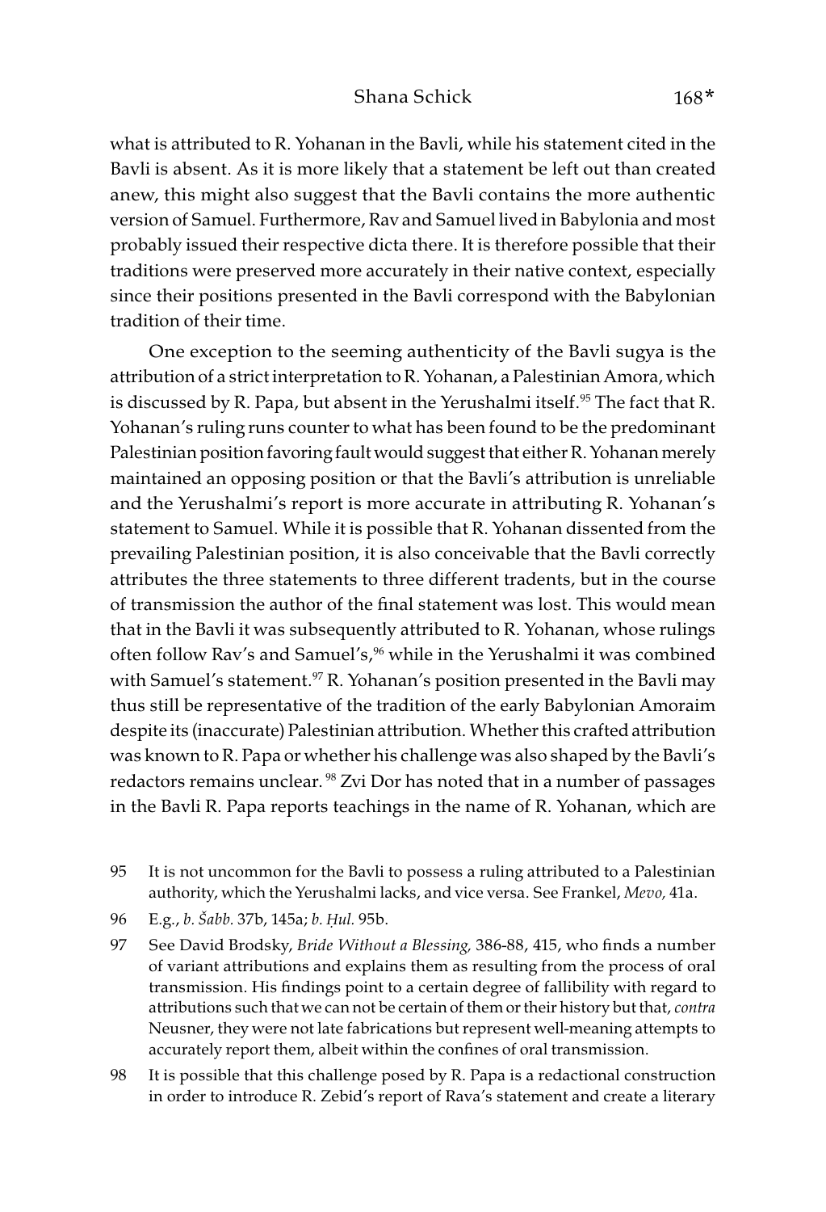what is attributed to R. Yohanan in the Bavli, while his statement cited in the Bavli is absent. As it is more likely that a statement be left out than created anew, this might also suggest that the Bavli contains the more authentic version of Samuel. Furthermore, Rav and Samuel lived in Babylonia and most probably issued their respective dicta there. It is therefore possible that their traditions were preserved more accurately in their native context, especially since their positions presented in the Bavli correspond with the Babylonian tradition of their time.

One exception to the seeming authenticity of the Bavli sugya is the attribution of a strict interpretation to R. Yohanan, a Palestinian Amora, which is discussed by R. Papa, but absent in the Yerushalmi itself.[95] The fact that R. Yohanan's ruling runs counter to what has been found to be the predominant Palestinian position favoring fault would suggest that either R. Yohanan merely maintained an opposing position or that the Bavli's attribution is unreliable and the Yerushalmi's report is more accurate in attributing R. Yohanan's statement to Samuel. While it is possible that R. Yohanan dissented from the prevailing Palestinian position, it is also conceivable that the Bavli correctly attributes the three statements to three different tradents, but in the course of transmission the author of the final statement was lost. This would mean that in the Bavli it was subsequently attributed to R. Yohanan, whose rulings often follow Rav's and Samuel's,[96] while in the Yerushalmi it was combined with Samuel's statement.[97] R. Yohanan's position presented in the Bavli may thus still be representative of the tradition of the early Babylonian Amoraim despite its (inaccurate) Palestinian attribution. Whether this crafted attribution was known to R. Papa or whether his challenge was also shaped by the Bavli's redactors remains unclear. [98] Zvi Dor has noted that in a number of passages in the Bavli R. Papa reports teachings in the name of R. Yohanan, which are

95 It is not uncommon for the Bavli to possess a ruling attributed to a Palestinian authority, which the Yerushalmi lacks, and vice versa. See Frankel, *Mevo,* 41a.

96 E.g., *b. Šabb.* 37b, 145a; *b. Ḥul.* 95b.

97 See David Brodsky, *Bride Without a Blessing,* 386-88, 415, who finds a number of variant attributions and explains them as resulting from the process of oral transmission. His findings point to a certain degree of fallibility with regard to attributions such that we can not be certain of them or their history but that, *contra* Neusner, they were not late fabrications but represent well-meaning attempts to accurately report them, albeit within the confines of oral transmission.

98 It is possible that this challenge posed by R. Papa is a redactional construction in order to introduce R. Zebid's report of Rava's statement and create a literary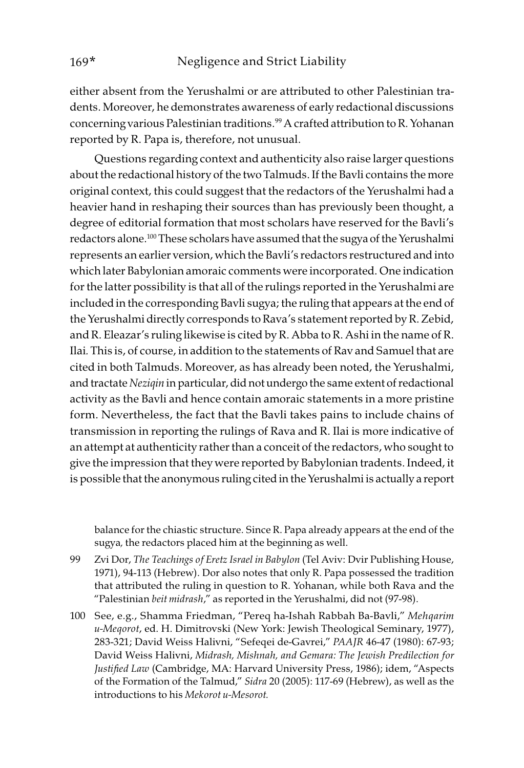either absent from the Yerushalmi or are attributed to other Palestinian tradents. Moreover, he demonstrates awareness of early redactional discussions concerning various Palestinian traditions.[99] A crafted attribution to R. Yohanan reported by R. Papa is, therefore, not unusual.

Questions regarding context and authenticity also raise larger questions about the redactional history of the two Talmuds. If the Bavli contains the more original context, this could suggest that the redactors of the Yerushalmi had a heavier hand in reshaping their sources than has previously been thought, a degree of editorial formation that most scholars have reserved for the Bavli's redactors alone.[100] These scholars have assumed that the sugya of the Yerushalmi represents an earlier version, which the Bavli's redactors restructured and into which later Babylonian amoraic comments were incorporated. One indication for the latter possibility is that all of the rulings reported in the Yerushalmi are included in the corresponding Bavli sugya; the ruling that appears at the end of the Yerushalmi directly corresponds to Rava's statement reported by R. Zebid, and R. Eleazar's ruling likewise is cited by R. Abba to R. Ashi in the name of R. Ilai. This is, of course, in addition to the statements of Rav and Samuel that are cited in both Talmuds. Moreover, as has already been noted, the Yerushalmi, and tractate *Neziqin* in particular, did not undergo the same extent of redactional activity as the Bavli and hence contain amoraic statements in a more pristine form. Nevertheless, the fact that the Bavli takes pains to include chains of transmission in reporting the rulings of Rava and R. Ilai is more indicative of an attempt at authenticity rather than a conceit of the redactors, who sought to give the impression that they were reported by Babylonian tradents. Indeed, it is possible that the anonymous ruling cited in the Yerushalmi is actually a report

balance for the chiastic structure. Since R. Papa already appears at the end of the sugya, the redactors placed him at the beginning as well.

99 Zvi Dor, *The Teachings of Eretz Israel in Babylon* (Tel Aviv: Dvir Publishing House, 1971), 94-113 (Hebrew). Dor also notes that only R. Papa possessed the tradition that attributed the ruling in question to R. Yohanan, while both Rava and the "Palestinian *beit midrash*," as reported in the Yerushalmi, did not (97-98).

100 See, e.g., Shamma Friedman, "Pereq ha-Ishah Rabbah Ba-Bavli," *Mehqarim u-Meqorot*, ed. H. Dimitrovski (New York: Jewish Theological Seminary, 1977), 283-321; David Weiss Halivni, "Sefeqei de-Gavrei," *PAAJR* 46-47 (1980): 67-93; David Weiss Halivni, *Midrash, Mishnah, and Gemara: The Jewish Predilection for Justified Law* (Cambridge, MA: Harvard University Press, 1986); idem, "Aspects of the Formation of the Talmud," *Sidra* 20 (2005): 117-69 (Hebrew), as well as the introductions to his *Mekorot u-Mesorot.*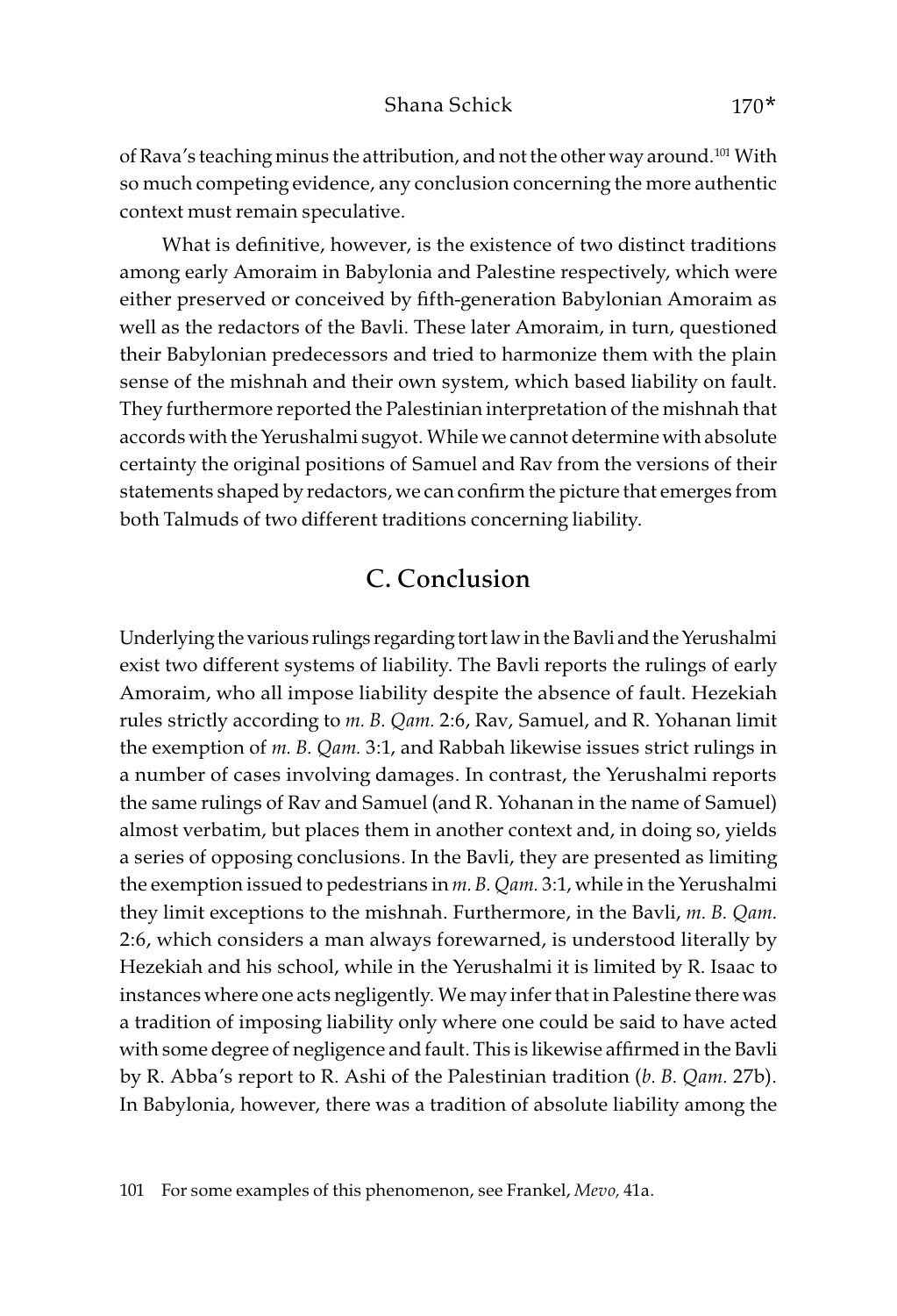of Rava's teaching minus the attribution, and not the other way around.[101] With so much competing evidence, any conclusion concerning the more authentic context must remain speculative.

What is definitive, however, is the existence of two distinct traditions among early Amoraim in Babylonia and Palestine respectively, which were either preserved or conceived by fifth-generation Babylonian Amoraim as well as the redactors of the Bavli. These later Amoraim, in turn, questioned their Babylonian predecessors and tried to harmonize them with the plain sense of the mishnah and their own system, which based liability on fault. They furthermore reported the Palestinian interpretation of the mishnah that accords with the Yerushalmi sugyot. While we cannot determine with absolute certainty the original positions of Samuel and Rav from the versions of their statements shaped by redactors, we can confirm the picture that emerges from both Talmuds of two different traditions concerning liability.

## C. Conclusion

Underlying the various rulings regarding tort law in the Bavli and the Yerushalmi exist two different systems of liability. The Bavli reports the rulings of early Amoraim, who all impose liability despite the absence of fault. Hezekiah rules strictly according to *m. B. Qam.* 2:6, Rav, Samuel, and R. Yohanan limit the exemption of *m. B. Qam.* 3:1, and Rabbah likewise issues strict rulings in a number of cases involving damages. In contrast, the Yerushalmi reports the same rulings of Rav and Samuel (and R. Yohanan in the name of Samuel) almost verbatim, but places them in another context and, in doing so, yields a series of opposing conclusions. In the Bavli, they are presented as limiting the exemption issued to pedestrians in *m. B. Qam.* 3:1, while in the Yerushalmi they limit exceptions to the mishnah. Furthermore, in the Bavli, *m. B. Qam.* 2:6, which considers a man always forewarned, is understood literally by Hezekiah and his school, while in the Yerushalmi it is limited by R. Isaac to instances where one acts negligently. We may infer that in Palestine there was a tradition of imposing liability only where one could be said to have acted with some degree of negligence and fault. This is likewise affirmed in the Bavli by R. Abba's report to R. Ashi of the Palestinian tradition (*b. B. Qam.* 27b). In Babylonia, however, there was a tradition of absolute liability among the

101 For some examples of this phenomenon, see Frankel, *Mevo,* 41a.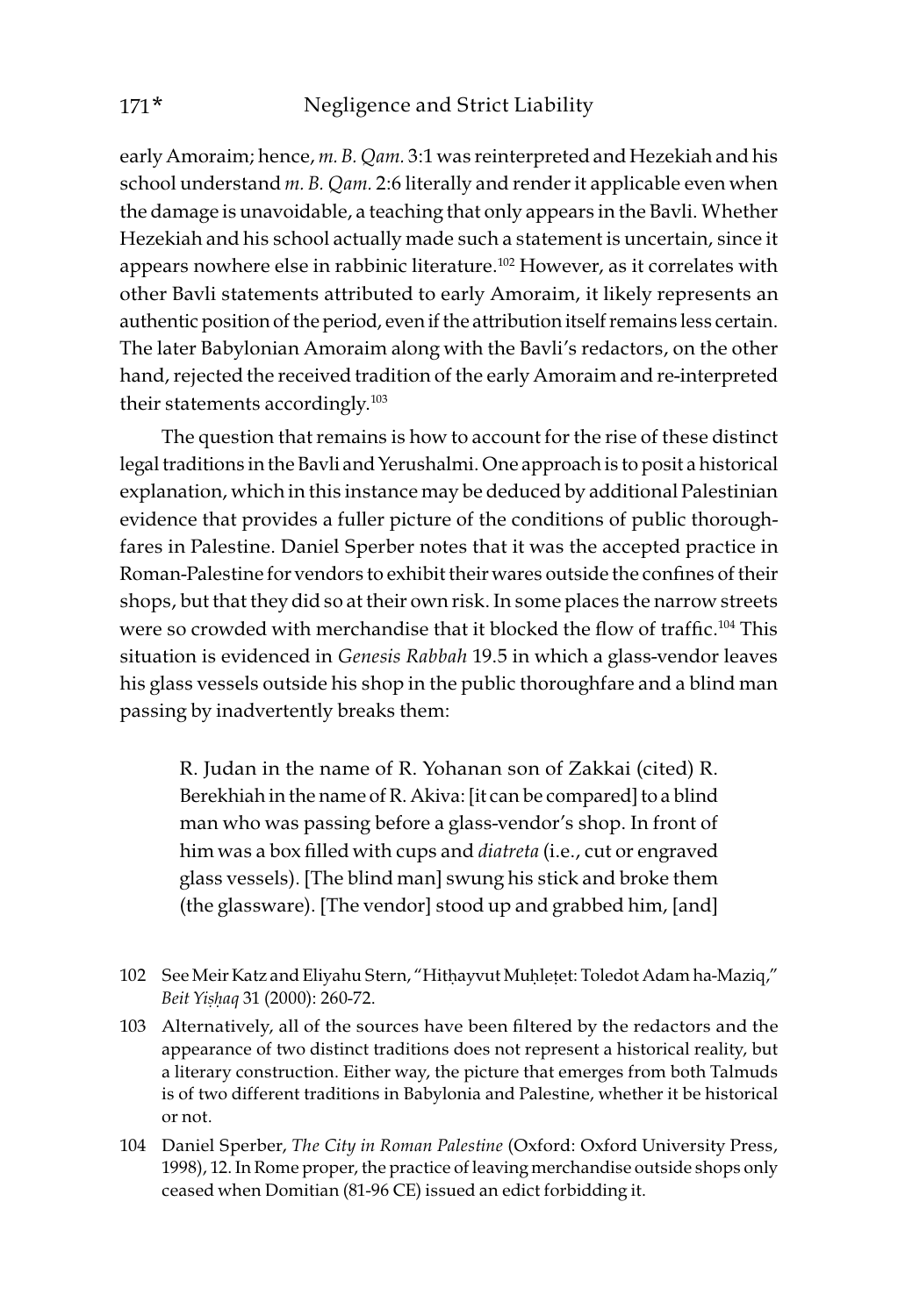early Amoraim; hence, *m. B. Qam.* 3:1 was reinterpreted and Hezekiah and his school understand *m. B. Qam.* 2:6 literally and render it applicable even when the damage is unavoidable, a teaching that only appears in the Bavli. Whether Hezekiah and his school actually made such a statement is uncertain, since it appears nowhere else in rabbinic literature.[102] However, as it correlates with other Bavli statements attributed to early Amoraim, it likely represents an authentic position of the period, even if the attribution itself remains less certain. The later Babylonian Amoraim along with the Bavli's redactors, on the other hand, rejected the received tradition of the early Amoraim and re-interpreted their statements accordingly.[103]

The question that remains is how to account for the rise of these distinct legal traditions in the Bavli and Yerushalmi. One approach is to posit a historical explanation, which in this instance may be deduced by additional Palestinian evidence that provides a fuller picture of the conditions of public thoroughfares in Palestine. Daniel Sperber notes that it was the accepted practice in Roman-Palestine for vendors to exhibit their wares outside the confines of their shops, but that they did so at their own risk. In some places the narrow streets were so crowded with merchandise that it blocked the flow of traffic.[104] This situation is evidenced in *Genesis Rabbah* 19.5 in which a glass-vendor leaves his glass vessels outside his shop in the public thoroughfare and a blind man passing by inadvertently breaks them:

> R. Judan in the name of R. Yohanan son of Zakkai (cited) R. Berekhiah in the name of R. Akiva: [it can be compared] to a blind man who was passing before a glass-vendor's shop. In front of him was a box filled with cups and *diatreta* (i.e., cut or engraved glass vessels). [The blind man] swung his stick and broke them (the glassware). [The vendor] stood up and grabbed him, [and]

102 See Meir Katz and Eliyahu Stern, "Hitḥayvut Muḥleṭet: Toledot Adam ha-Maziq," *Beit Yiṣḥaq* 31 (2000): 260-72.

103 Alternatively, all of the sources have been filtered by the redactors and the appearance of two distinct traditions does not represent a historical reality, but a literary construction. Either way, the picture that emerges from both Talmuds is of two different traditions in Babylonia and Palestine, whether it be historical or not.

104 Daniel Sperber, *The City in Roman Palestine* (Oxford: Oxford University Press, 1998), 12. In Rome proper, the practice of leaving merchandise outside shops only ceased when Domitian (81-96 CE) issued an edict forbidding it.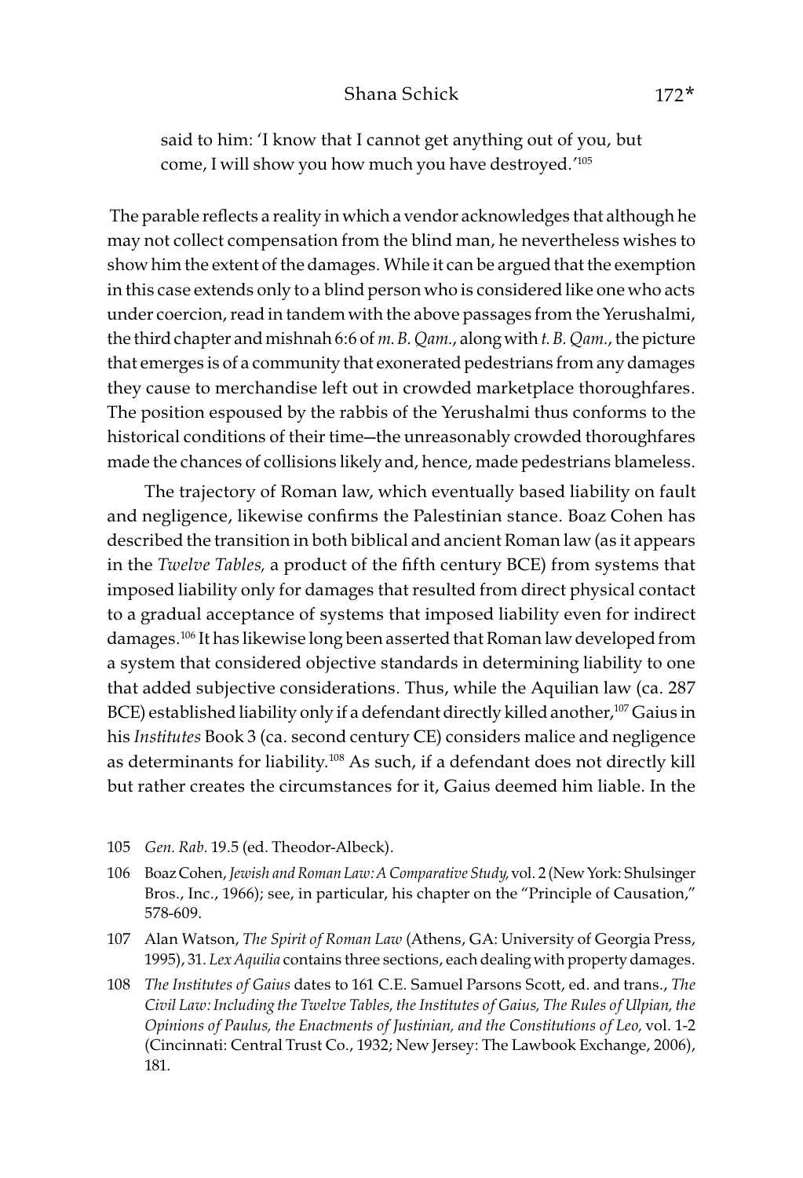said to him: 'I know that I cannot get anything out of you, but come, I will show you how much you have destroyed.'[105]

The parable reflects a reality in which a vendor acknowledges that although he may not collect compensation from the blind man, he nevertheless wishes to show him the extent of the damages. While it can be argued that the exemption in this case extends only to a blind person who is considered like one who acts under coercion, read in tandem with the above passages from the Yerushalmi, the third chapter and mishnah 6:6 of *m. B. Qam.*, along with *t. B. Qam.*, the picture that emerges is of a community that exonerated pedestrians from any damages they cause to merchandise left out in crowded marketplace thoroughfares. The position espoused by the rabbis of the Yerushalmi thus conforms to the historical conditions of their time—the unreasonably crowded thoroughfares made the chances of collisions likely and, hence, made pedestrians blameless.

The trajectory of Roman law, which eventually based liability on fault and negligence, likewise confirms the Palestinian stance. Boaz Cohen has described the transition in both biblical and ancient Roman law (as it appears in the *Twelve Tables,* a product of the fifth century BCE) from systems that imposed liability only for damages that resulted from direct physical contact to a gradual acceptance of systems that imposed liability even for indirect damages.[106] It has likewise long been asserted that Roman law developed from a system that considered objective standards in determining liability to one that added subjective considerations. Thus, while the Aquilian law (ca. 287 BCE) established liability only if a defendant directly killed another,[107] Gaius in his *Institutes* Book 3 (ca. second century CE) considers malice and negligence as determinants for liability.[108] As such, if a defendant does not directly kill but rather creates the circumstances for it, Gaius deemed him liable. In the

105 *Gen. Rab.* 19.5 (ed. Theodor-Albeck).

106 Boaz Cohen, *Jewish and Roman Law: A Comparative Study,* vol. 2 (New York: Shulsinger Bros., Inc., 1966); see, in particular, his chapter on the "Principle of Causation," 578-609.

107 Alan Watson, *The Spirit of Roman Law* (Athens, GA: University of Georgia Press, 1995), 31. *Lex Aquilia* contains three sections, each dealing with property damages.

108 *The Institutes of Gaius* dates to 161 C.E. Samuel Parsons Scott, ed. and trans., *The Civil Law: Including the Twelve Tables, the Institutes of Gaius, The Rules of Ulpian, the Opinions of Paulus, the Enactments of Justinian, and the Constitutions of Leo,* vol. 1-2 (Cincinnati: Central Trust Co., 1932; New Jersey: The Lawbook Exchange, 2006), 181.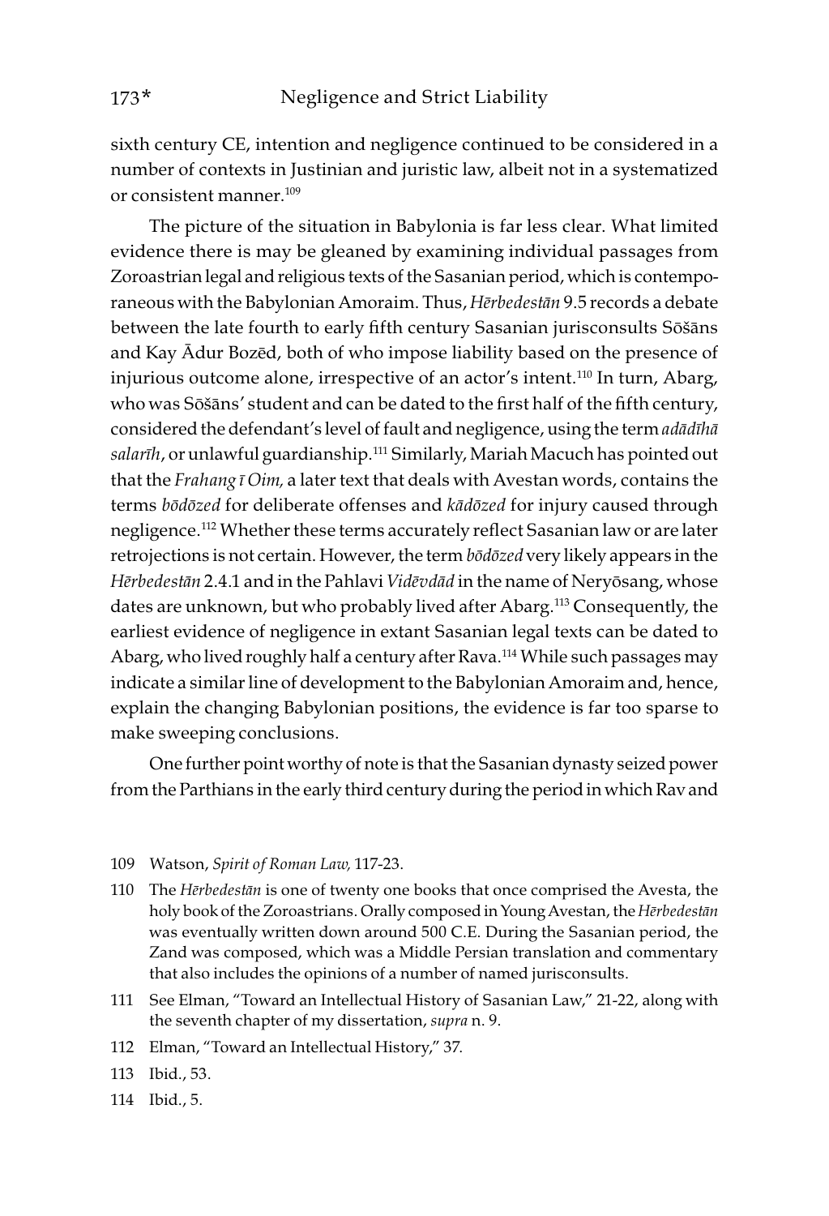sixth century CE, intention and negligence continued to be considered in a number of contexts in Justinian and juristic law, albeit not in a systematized or consistent manner.[109]

The picture of the situation in Babylonia is far less clear. What limited evidence there is may be gleaned by examining individual passages from Zoroastrian legal and religious texts of the Sasanian period, which is contemporaneous with the Babylonian Amoraim. Thus, *Hērbedestān* 9.5 records a debate between the late fourth to early fifth century Sasanian jurisconsults Sōšāns and Kay Ādur Bozēd, both of who impose liability based on the presence of injurious outcome alone, irrespective of an actor's intent.[110] In turn, Abarg, who was Sōšāns' student and can be dated to the first half of the fifth century, considered the defendant's level of fault and negligence, using the term *adādīhā salarīh*, or unlawful guardianship.[111] Similarly, Mariah Macuch has pointed out that the *Frahang ī Oim,* a later text that deals with Avestan words, contains the terms *bōdōzed* for deliberate offenses and *kādōzed* for injury caused through negligence.[112] Whether these terms accurately reflect Sasanian law or are later retrojections is not certain. However, the term *bōdōzed* very likely appears in the *Hērbedestān* 2.4.1 and in the Pahlavi *Vidēvdād* in the name of Neryōsang, whose dates are unknown, but who probably lived after Abarg.[113] Consequently, the earliest evidence of negligence in extant Sasanian legal texts can be dated to Abarg, who lived roughly half a century after Rava.[114] While such passages may indicate a similar line of development to the Babylonian Amoraim and, hence, explain the changing Babylonian positions, the evidence is far too sparse to make sweeping conclusions.

One further point worthy of note is that the Sasanian dynasty seized power from the Parthians in the early third century during the period in which Rav and

---

109 Watson, *Spirit of Roman Law,* 117-23.

110 The *Hērbedestān* is one of twenty one books that once comprised the Avesta, the holy book of the Zoroastrians. Orally composed in Young Avestan, the *Hērbedestān* was eventually written down around 500 C.E. During the Sasanian period, the Zand was composed, which was a Middle Persian translation and commentary that also includes the opinions of a number of named jurisconsults.

111 See Elman, "Toward an Intellectual History of Sasanian Law," 21-22, along with the seventh chapter of my dissertation, *supra* n. 9.

112 Elman, "Toward an Intellectual History," 37.

113 Ibid., 53.

114 Ibid., 5.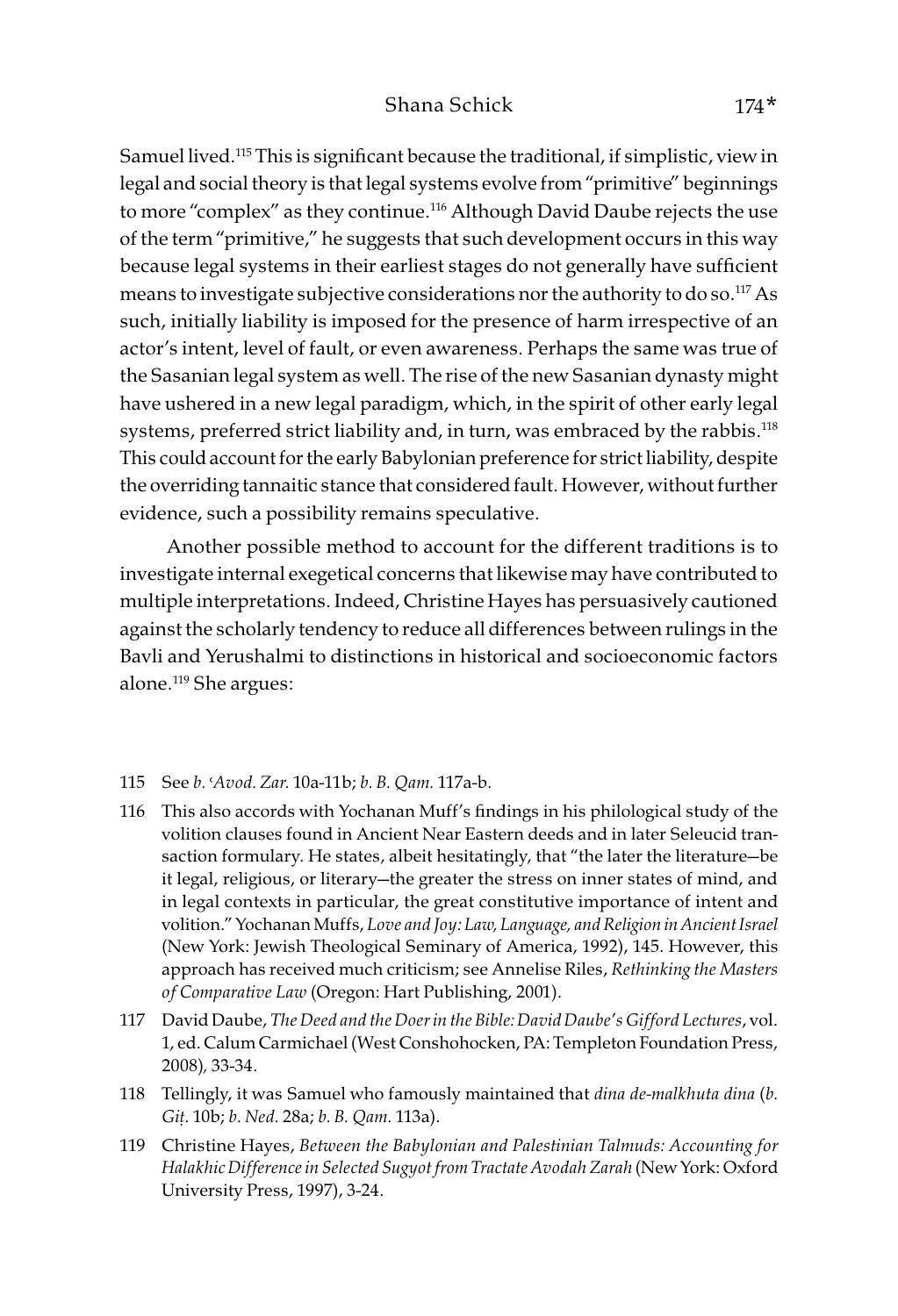Samuel lived.[115] This is significant because the traditional, if simplistic, view in legal and social theory is that legal systems evolve from "primitive" beginnings to more "complex" as they continue.[116] Although David Daube rejects the use of the term "primitive," he suggests that such development occurs in this way because legal systems in their earliest stages do not generally have sufficient means to investigate subjective considerations nor the authority to do so.[117] As such, initially liability is imposed for the presence of harm irrespective of an actor's intent, level of fault, or even awareness. Perhaps the same was true of the Sasanian legal system as well. The rise of the new Sasanian dynasty might have ushered in a new legal paradigm, which, in the spirit of other early legal systems, preferred strict liability and, in turn, was embraced by the rabbis.[118] This could account for the early Babylonian preference for strict liability, despite the overriding tannaitic stance that considered fault. However, without further evidence, such a possibility remains speculative.

Another possible method to account for the different traditions is to investigate internal exegetical concerns that likewise may have contributed to multiple interpretations. Indeed, Christine Hayes has persuasively cautioned against the scholarly tendency to reduce all differences between rulings in the Bavli and Yerushalmi to distinctions in historical and socioeconomic factors alone.[119] She argues:

---

115 See *b. ʿAvod. Zar.* 10a-11b; *b. B. Qam.* 117a-b.

116 This also accords with Yochanan Muff's findings in his philological study of the volition clauses found in Ancient Near Eastern deeds and in later Seleucid transaction formulary. He states, albeit hesitatingly, that "the later the literature—be it legal, religious, or literary—the greater the stress on inner states of mind, and in legal contexts in particular, the great constitutive importance of intent and volition." Yochanan Muffs, *Love and Joy: Law, Language, and Religion in Ancient Israel* (New York: Jewish Theological Seminary of America, 1992), 145. However, this approach has received much criticism; see Annelise Riles, *Rethinking the Masters of Comparative Law* (Oregon: Hart Publishing, 2001).

117 David Daube, *The Deed and the Doer in the Bible: David Daube's Gifford Lectures*, vol. 1, ed. Calum Carmichael (West Conshohocken, PA: Templeton Foundation Press, 2008), 33-34.

118 Tellingly, it was Samuel who famously maintained that *dina de-malkhuta dina* (*b. Giṭ.* 10b; *b. Ned.* 28a; *b. B. Qam.* 113a).

119 Christine Hayes, *Between the Babylonian and Palestinian Talmuds: Accounting for Halakhic Difference in Selected Sugyot from Tractate Avodah Zarah* (New York: Oxford University Press, 1997), 3-24.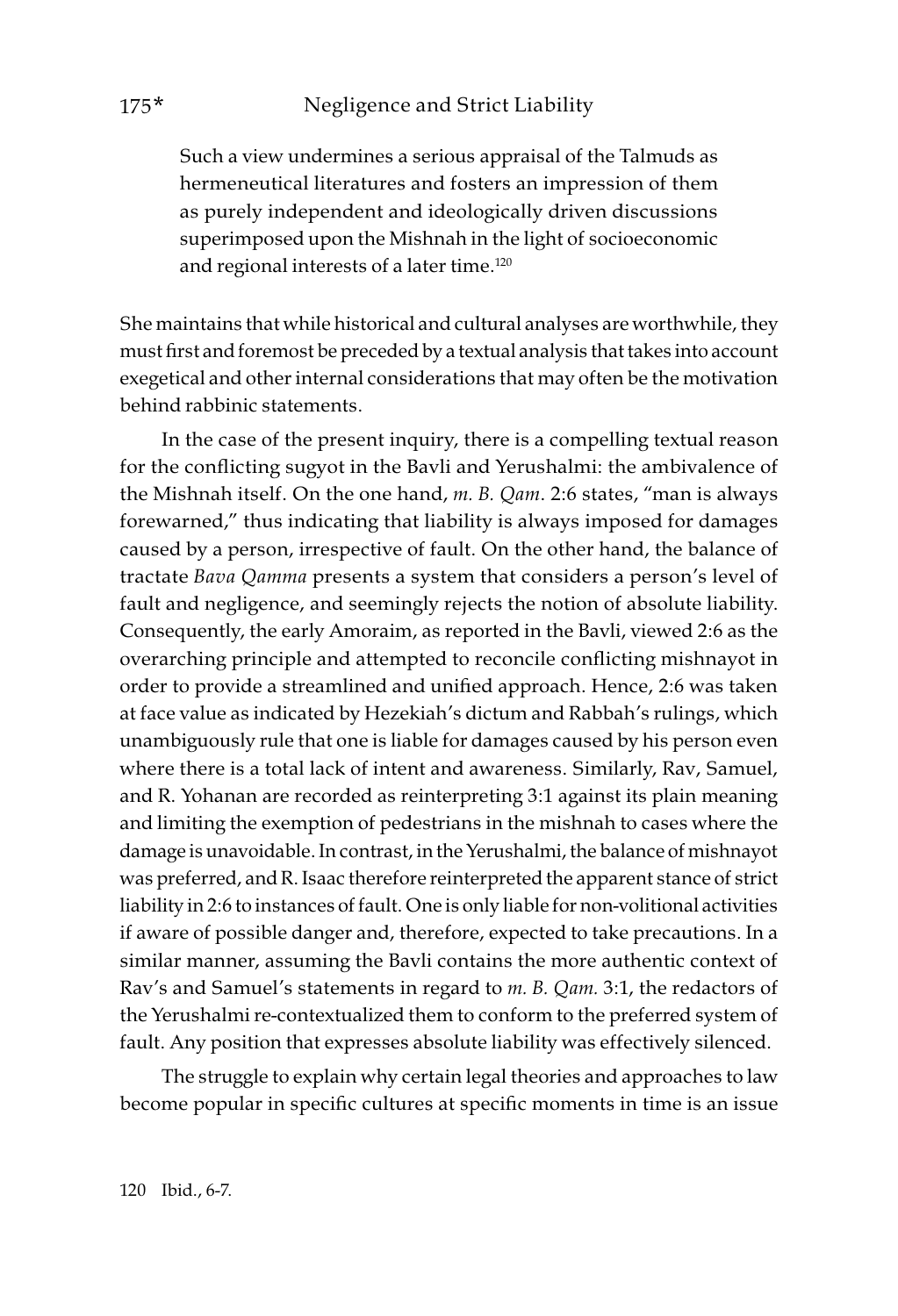> Such a view undermines a serious appraisal of the Talmuds as hermeneutical literatures and fosters an impression of them as purely independent and ideologically driven discussions superimposed upon the Mishnah in the light of socioeconomic and regional interests of a later time.[120]

She maintains that while historical and cultural analyses are worthwhile, they must first and foremost be preceded by a textual analysis that takes into account exegetical and other internal considerations that may often be the motivation behind rabbinic statements.

In the case of the present inquiry, there is a compelling textual reason for the conflicting sugyot in the Bavli and Yerushalmi: the ambivalence of the Mishnah itself. On the one hand, *m. B. Qam*. 2:6 states, "man is always forewarned," thus indicating that liability is always imposed for damages caused by a person, irrespective of fault. On the other hand, the balance of tractate *Bava Qamma* presents a system that considers a person's level of fault and negligence, and seemingly rejects the notion of absolute liability. Consequently, the early Amoraim, as reported in the Bavli, viewed 2:6 as the overarching principle and attempted to reconcile conflicting mishnayot in order to provide a streamlined and unified approach. Hence, 2:6 was taken at face value as indicated by Hezekiah's dictum and Rabbah's rulings, which unambiguously rule that one is liable for damages caused by his person even where there is a total lack of intent and awareness. Similarly, Rav, Samuel, and R. Yohanan are recorded as reinterpreting 3:1 against its plain meaning and limiting the exemption of pedestrians in the mishnah to cases where the damage is unavoidable. In contrast, in the Yerushalmi, the balance of mishnayot was preferred, and R. Isaac therefore reinterpreted the apparent stance of strict liability in 2:6 to instances of fault. One is only liable for non-volitional activities if aware of possible danger and, therefore, expected to take precautions. In a similar manner, assuming the Bavli contains the more authentic context of Rav's and Samuel's statements in regard to *m. B. Qam.* 3:1, the redactors of the Yerushalmi re-contextualized them to conform to the preferred system of fault. Any position that expresses absolute liability was effectively silenced.

The struggle to explain why certain legal theories and approaches to law become popular in specific cultures at specific moments in time is an issue

120 Ibid., 6-7.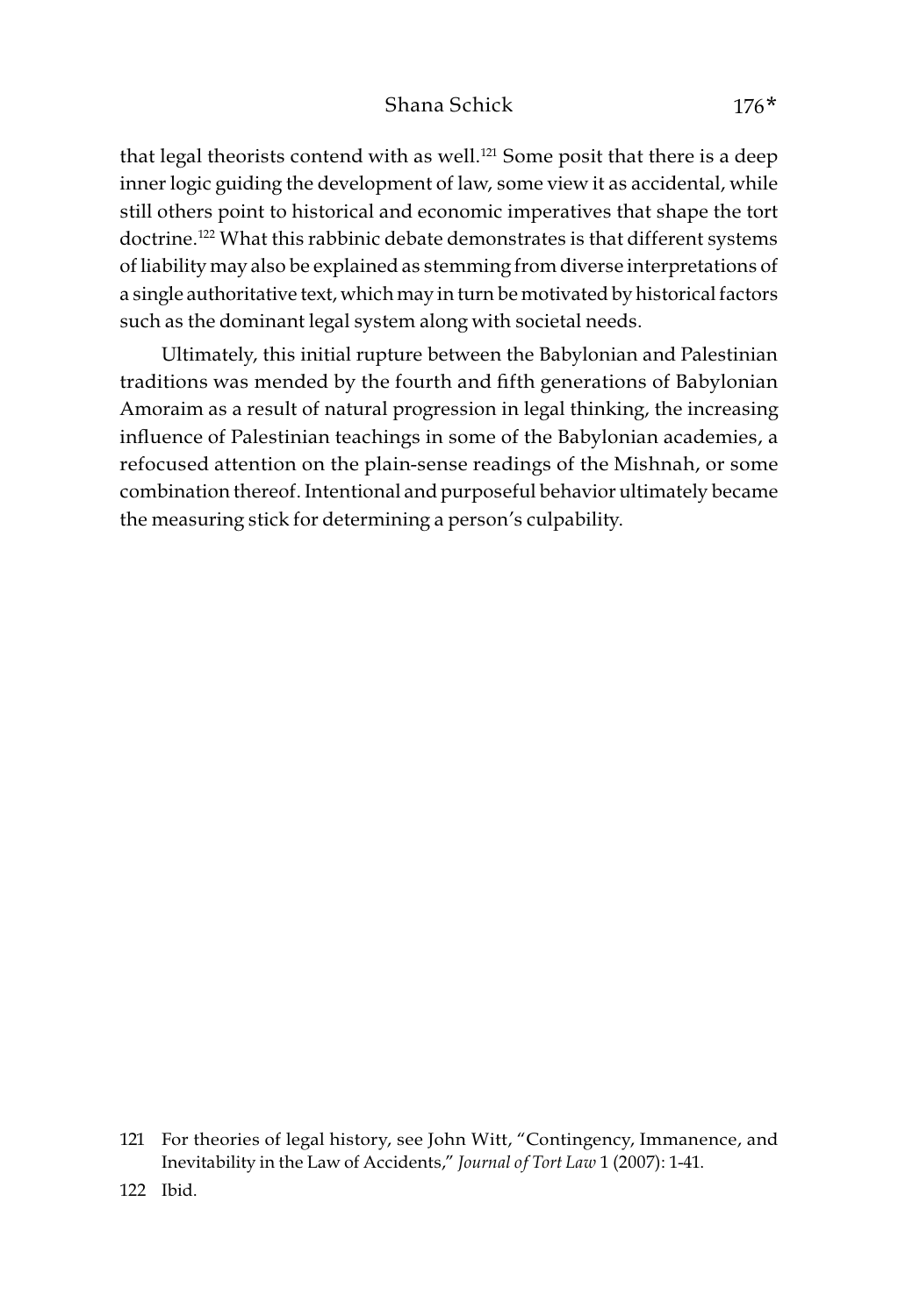that legal theorists contend with as well.[121] Some posit that there is a deep inner logic guiding the development of law, some view it as accidental, while still others point to historical and economic imperatives that shape the tort doctrine.[122] What this rabbinic debate demonstrates is that different systems of liability may also be explained as stemming from diverse interpretations of a single authoritative text, which may in turn be motivated by historical factors such as the dominant legal system along with societal needs.

Ultimately, this initial rupture between the Babylonian and Palestinian traditions was mended by the fourth and fifth generations of Babylonian Amoraim as a result of natural progression in legal thinking, the increasing influence of Palestinian teachings in some of the Babylonian academies, a refocused attention on the plain-sense readings of the Mishnah, or some combination thereof. Intentional and purposeful behavior ultimately became the measuring stick for determining a person's culpability.

121 For theories of legal history, see John Witt, "Contingency, Immanence, and Inevitability in the Law of Accidents," *Journal of Tort Law* 1 (2007): 1-41.

122 Ibid.